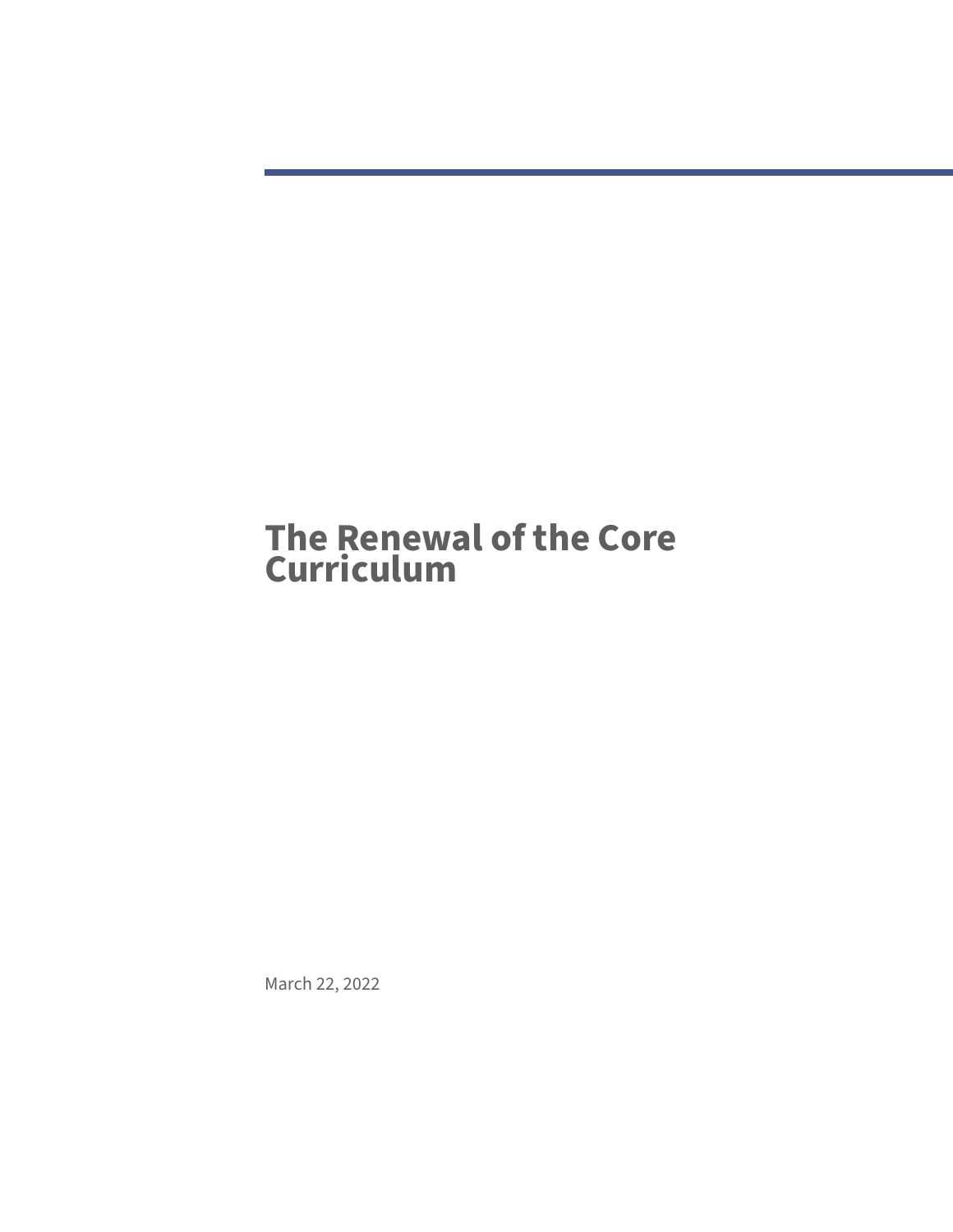# The Renewal of the Core Curriculum

March 22, 2022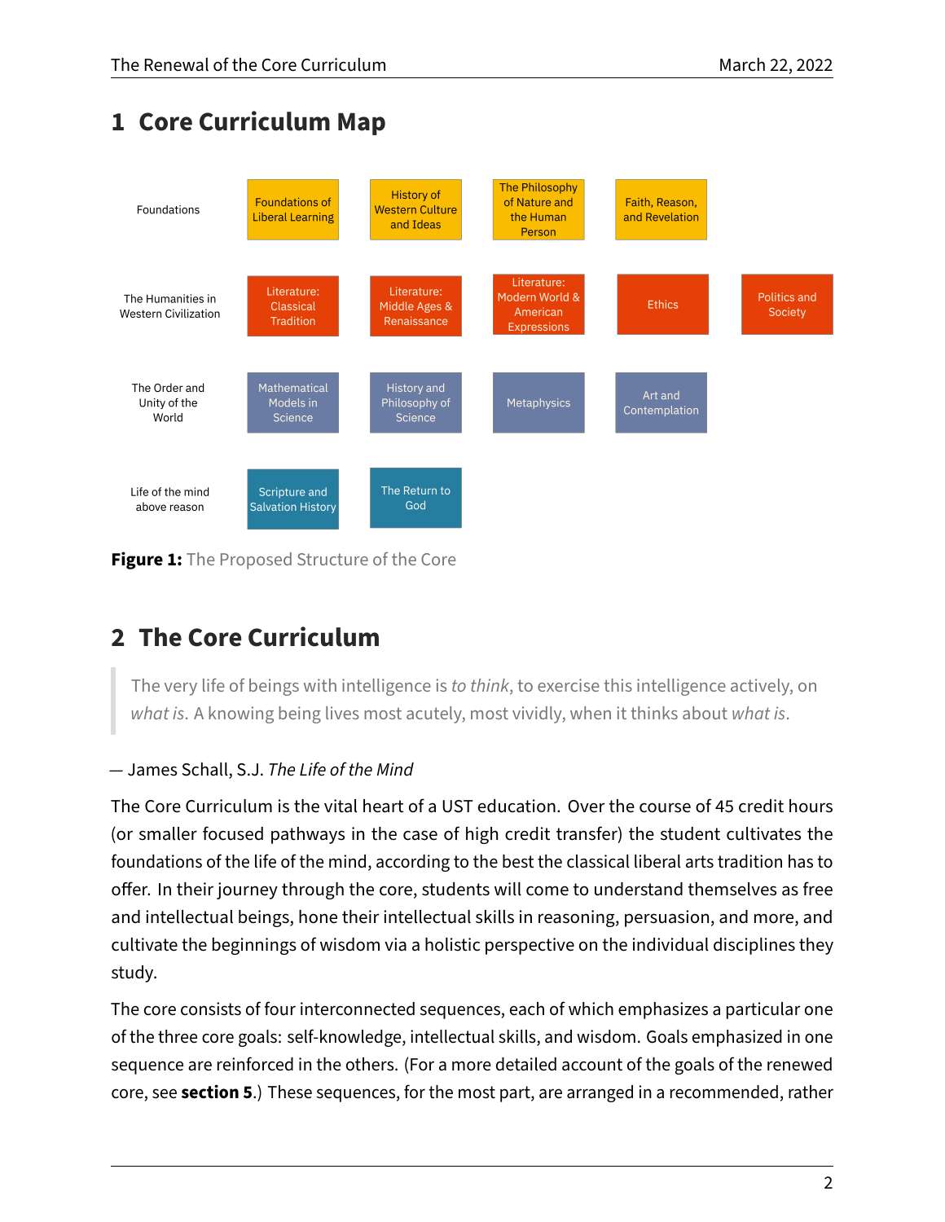# 1 Core Curriculum Map

| | | | | | |
|---|---|---|---|---|---|
| Foundations | Foundations of Liberal Learning | History of Western Culture and Ideas | The Philosophy of Nature and the Human Person | Faith, Reason, and Revelation | |
| The Humanities in Western Civilization | Literature: Classical Tradition | Literature: Middle Ages & Renaissance | Literature: Modern World & American Expressions | Ethics | Politics and Society |
| The Order and Unity of the World | Mathematical Models in Science | History and Philosophy of Science | Metaphysics | Art and Contemplation | |
| Life of the mind above reason | Scripture and Salvation History | The Return to God | | | |

**Figure 1:** The Proposed Structure of the Core

# 2 The Core Curriculum

> The very life of beings with intelligence is *to think*, to exercise this intelligence actively, on *what is*. A knowing being lives most acutely, most vividly, when it thinks about *what is*.

— James Schall, S.J. *The Life of the Mind*

The Core Curriculum is the vital heart of a UST education. Over the course of 45 credit hours (or smaller focused pathways in the case of high credit transfer) the student cultivates the foundations of the life of the mind, according to the best the classical liberal arts tradition has to offer. In their journey through the core, students will come to understand themselves as free and intellectual beings, hone their intellectual skills in reasoning, persuasion, and more, and cultivate the beginnings of wisdom via a holistic perspective on the individual disciplines they study.

The core consists of four interconnected sequences, each of which emphasizes a particular one of the three core goals: self-knowledge, intellectual skills, and wisdom. Goals emphasized in one sequence are reinforced in the others. (For a more detailed account of the goals of the renewed core, see **section 5**.) These sequences, for the most part, are arranged in a recommended, rather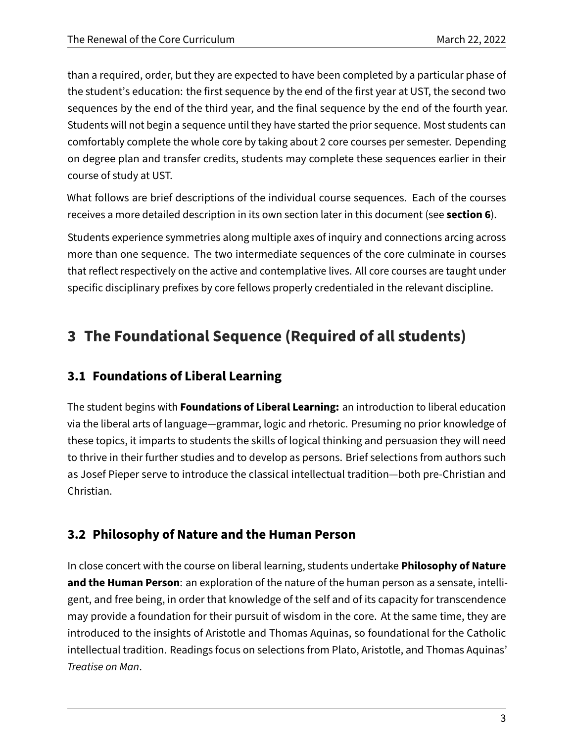than a required, order, but they are expected to have been completed by a particular phase of the student's education: the first sequence by the end of the first year at UST, the second two sequences by the end of the third year, and the final sequence by the end of the fourth year. Students will not begin a sequence until they have started the prior sequence. Most students can comfortably complete the whole core by taking about 2 core courses per semester. Depending on degree plan and transfer credits, students may complete these sequences earlier in their course of study at UST.

What follows are brief descriptions of the individual course sequences. Each of the courses receives a more detailed description in its own section later in this document (see **section 6**).

Students experience symmetries along multiple axes of inquiry and connections arcing across more than one sequence. The two intermediate sequences of the core culminate in courses that reflect respectively on the active and contemplative lives. All core courses are taught under specific disciplinary prefixes by core fellows properly credentialed in the relevant discipline.

# 3 The Foundational Sequence (Required of all students)

## 3.1 Foundations of Liberal Learning

The student begins with **Foundations of Liberal Learning:** an introduction to liberal education via the liberal arts of language—grammar, logic and rhetoric. Presuming no prior knowledge of these topics, it imparts to students the skills of logical thinking and persuasion they will need to thrive in their further studies and to develop as persons. Brief selections from authors such as Josef Pieper serve to introduce the classical intellectual tradition—both pre-Christian and Christian.

## 3.2 Philosophy of Nature and the Human Person

In close concert with the course on liberal learning, students undertake **Philosophy of Nature and the Human Person**: an exploration of the nature of the human person as a sensate, intelligent, and free being, in order that knowledge of the self and of its capacity for transcendence may provide a foundation for their pursuit of wisdom in the core. At the same time, they are introduced to the insights of Aristotle and Thomas Aquinas, so foundational for the Catholic intellectual tradition. Readings focus on selections from Plato, Aristotle, and Thomas Aquinas' *Treatise on Man*.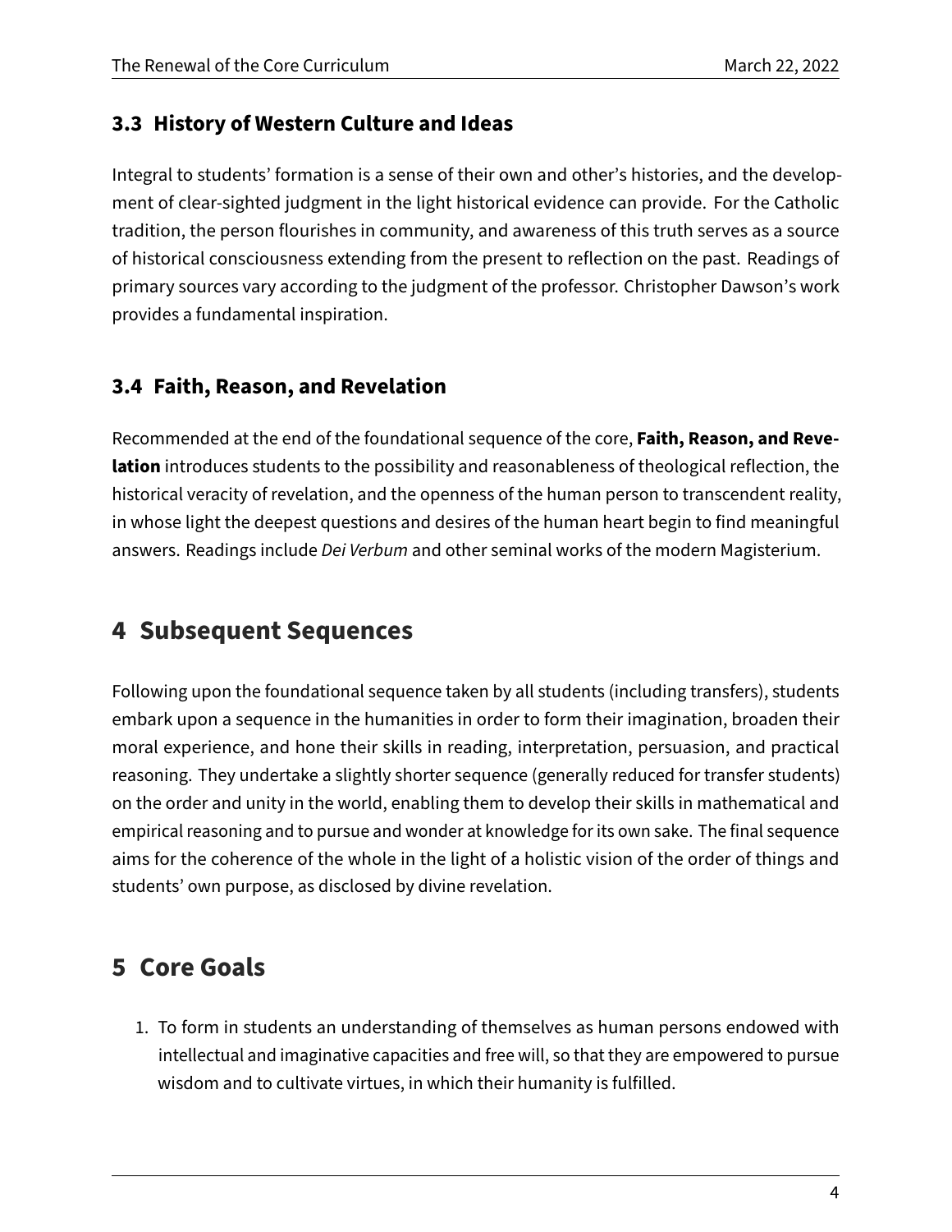### 3.3 History of Western Culture and Ideas

Integral to students' formation is a sense of their own and other's histories, and the development of clear-sighted judgment in the light historical evidence can provide. For the Catholic tradition, the person flourishes in community, and awareness of this truth serves as a source of historical consciousness extending from the present to reflection on the past. Readings of primary sources vary according to the judgment of the professor. Christopher Dawson's work provides a fundamental inspiration.

### 3.4 Faith, Reason, and Revelation

Recommended at the end of the foundational sequence of the core, **Faith, Reason, and Revelation** introduces students to the possibility and reasonableness of theological reflection, the historical veracity of revelation, and the openness of the human person to transcendent reality, in whose light the deepest questions and desires of the human heart begin to find meaningful answers. Readings include *Dei Verbum* and other seminal works of the modern Magisterium.

## 4 Subsequent Sequences

Following upon the foundational sequence taken by all students (including transfers), students embark upon a sequence in the humanities in order to form their imagination, broaden their moral experience, and hone their skills in reading, interpretation, persuasion, and practical reasoning. They undertake a slightly shorter sequence (generally reduced for transfer students) on the order and unity in the world, enabling them to develop their skills in mathematical and empirical reasoning and to pursue and wonder at knowledge for its own sake. The final sequence aims for the coherence of the whole in the light of a holistic vision of the order of things and students' own purpose, as disclosed by divine revelation.

## 5 Core Goals

1. To form in students an understanding of themselves as human persons endowed with intellectual and imaginative capacities and free will, so that they are empowered to pursue wisdom and to cultivate virtues, in which their humanity is fulfilled.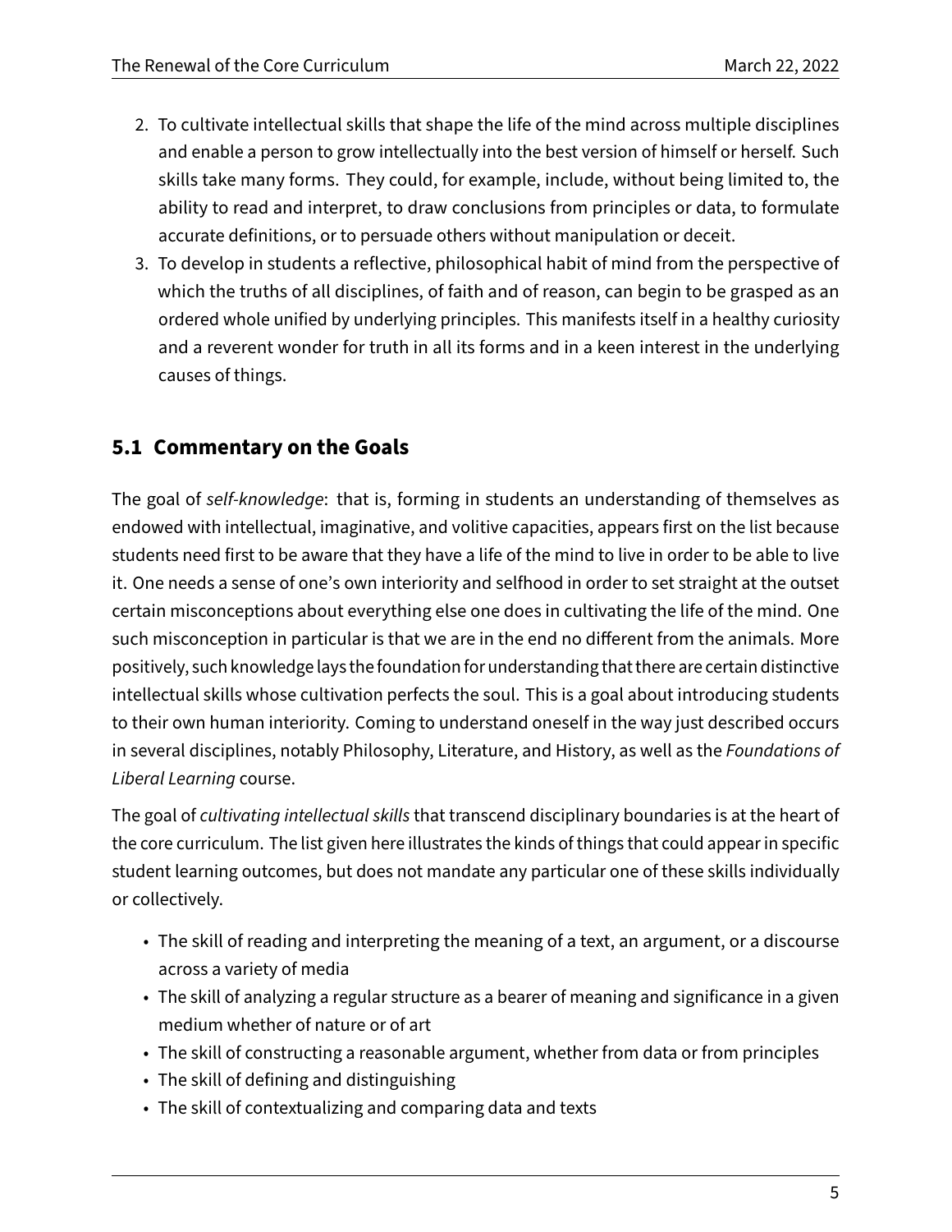2. To cultivate intellectual skills that shape the life of the mind across multiple disciplines and enable a person to grow intellectually into the best version of himself or herself. Such skills take many forms. They could, for example, include, without being limited to, the ability to read and interpret, to draw conclusions from principles or data, to formulate accurate definitions, or to persuade others without manipulation or deceit.
3. To develop in students a reflective, philosophical habit of mind from the perspective of which the truths of all disciplines, of faith and of reason, can begin to be grasped as an ordered whole unified by underlying principles. This manifests itself in a healthy curiosity and a reverent wonder for truth in all its forms and in a keen interest in the underlying causes of things.

## 5.1 Commentary on the Goals

The goal of *self-knowledge*: that is, forming in students an understanding of themselves as endowed with intellectual, imaginative, and volitive capacities, appears first on the list because students need first to be aware that they have a life of the mind to live in order to be able to live it. One needs a sense of one's own interiority and selfhood in order to set straight at the outset certain misconceptions about everything else one does in cultivating the life of the mind. One such misconception in particular is that we are in the end no different from the animals. More positively, such knowledge lays the foundation for understanding that there are certain distinctive intellectual skills whose cultivation perfects the soul. This is a goal about introducing students to their own human interiority. Coming to understand oneself in the way just described occurs in several disciplines, notably Philosophy, Literature, and History, as well as the *Foundations of Liberal Learning* course.

The goal of *cultivating intellectual skills* that transcend disciplinary boundaries is at the heart of the core curriculum. The list given here illustrates the kinds of things that could appear in specific student learning outcomes, but does not mandate any particular one of these skills individually or collectively.

- The skill of reading and interpreting the meaning of a text, an argument, or a discourse across a variety of media
- The skill of analyzing a regular structure as a bearer of meaning and significance in a given medium whether of nature or of art
- The skill of constructing a reasonable argument, whether from data or from principles
- The skill of defining and distinguishing
- The skill of contextualizing and comparing data and texts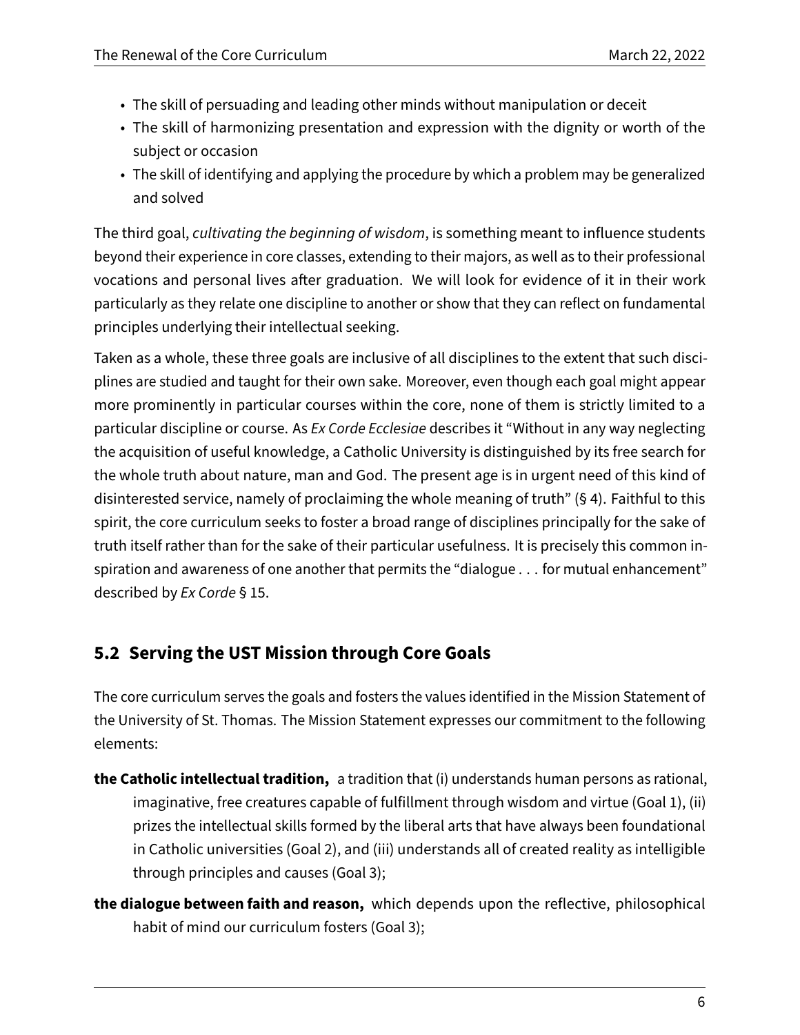- The skill of persuading and leading other minds without manipulation or deceit
- The skill of harmonizing presentation and expression with the dignity or worth of the subject or occasion
- The skill of identifying and applying the procedure by which a problem may be generalized and solved

The third goal, *cultivating the beginning of wisdom*, is something meant to influence students beyond their experience in core classes, extending to their majors, as well as to their professional vocations and personal lives after graduation. We will look for evidence of it in their work particularly as they relate one discipline to another or show that they can reflect on fundamental principles underlying their intellectual seeking.

Taken as a whole, these three goals are inclusive of all disciplines to the extent that such disciplines are studied and taught for their own sake. Moreover, even though each goal might appear more prominently in particular courses within the core, none of them is strictly limited to a particular discipline or course. As *Ex Corde Ecclesiae* describes it "Without in any way neglecting the acquisition of useful knowledge, a Catholic University is distinguished by its free search for the whole truth about nature, man and God. The present age is in urgent need of this kind of disinterested service, namely of proclaiming the whole meaning of truth" (§ 4). Faithful to this spirit, the core curriculum seeks to foster a broad range of disciplines principally for the sake of truth itself rather than for the sake of their particular usefulness. It is precisely this common inspiration and awareness of one another that permits the "dialogue . . . for mutual enhancement" described by *Ex Corde* § 15.

## 5.2 Serving the UST Mission through Core Goals

The core curriculum serves the goals and fosters the values identified in the Mission Statement of the University of St. Thomas. The Mission Statement expresses our commitment to the following elements:

**the Catholic intellectual tradition,** a tradition that (i) understands human persons as rational, imaginative, free creatures capable of fulfillment through wisdom and virtue (Goal 1), (ii) prizes the intellectual skills formed by the liberal arts that have always been foundational in Catholic universities (Goal 2), and (iii) understands all of created reality as intelligible through principles and causes (Goal 3);

**the dialogue between faith and reason,** which depends upon the reflective, philosophical habit of mind our curriculum fosters (Goal 3);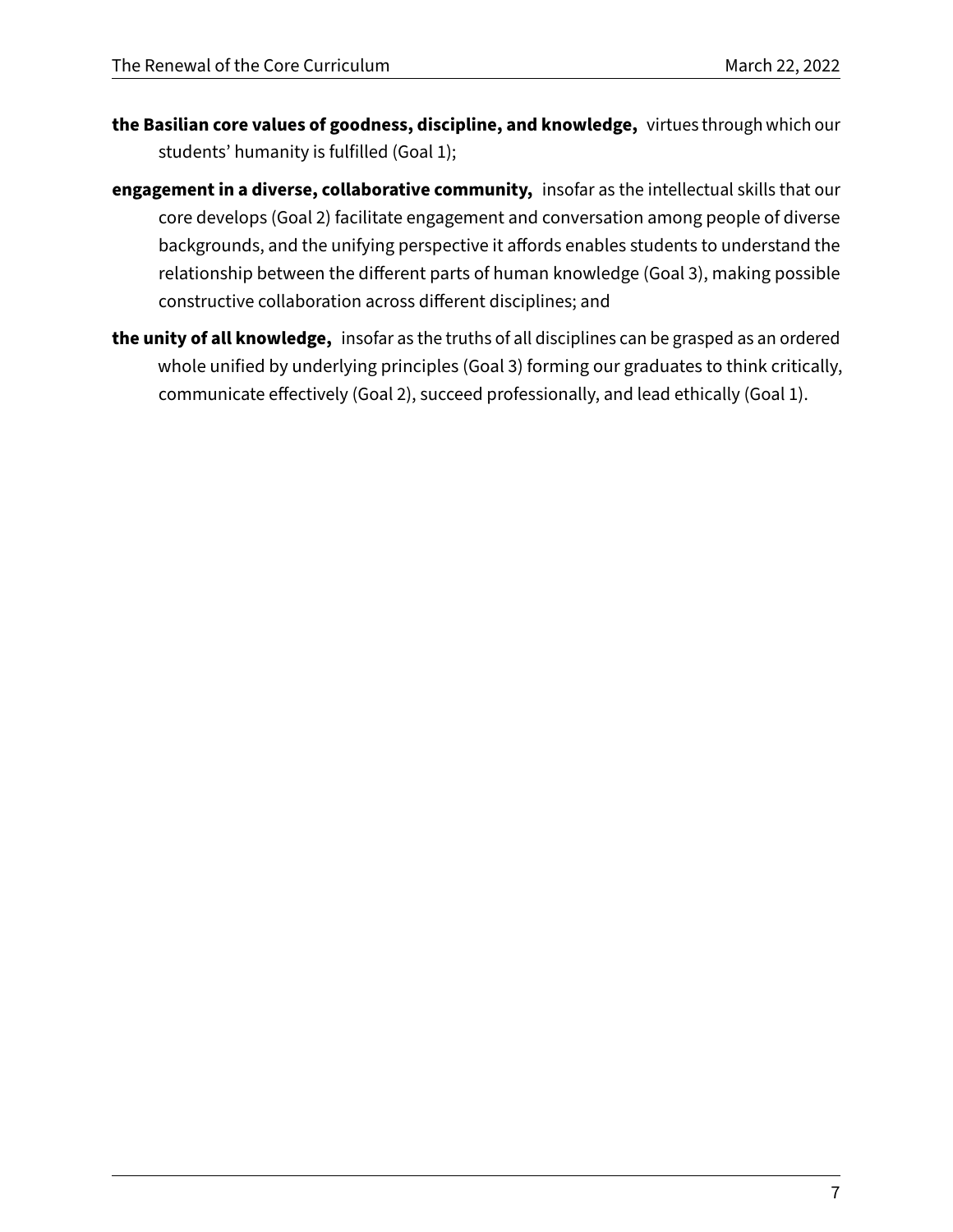**the Basilian core values of goodness, discipline, and knowledge,** virtues through which our students' humanity is fulfilled (Goal 1);

**engagement in a diverse, collaborative community,** insofar as the intellectual skills that our core develops (Goal 2) facilitate engagement and conversation among people of diverse backgrounds, and the unifying perspective it affords enables students to understand the relationship between the different parts of human knowledge (Goal 3), making possible constructive collaboration across different disciplines; and

**the unity of all knowledge,** insofar as the truths of all disciplines can be grasped as an ordered whole unified by underlying principles (Goal 3) forming our graduates to think critically, communicate effectively (Goal 2), succeed professionally, and lead ethically (Goal 1).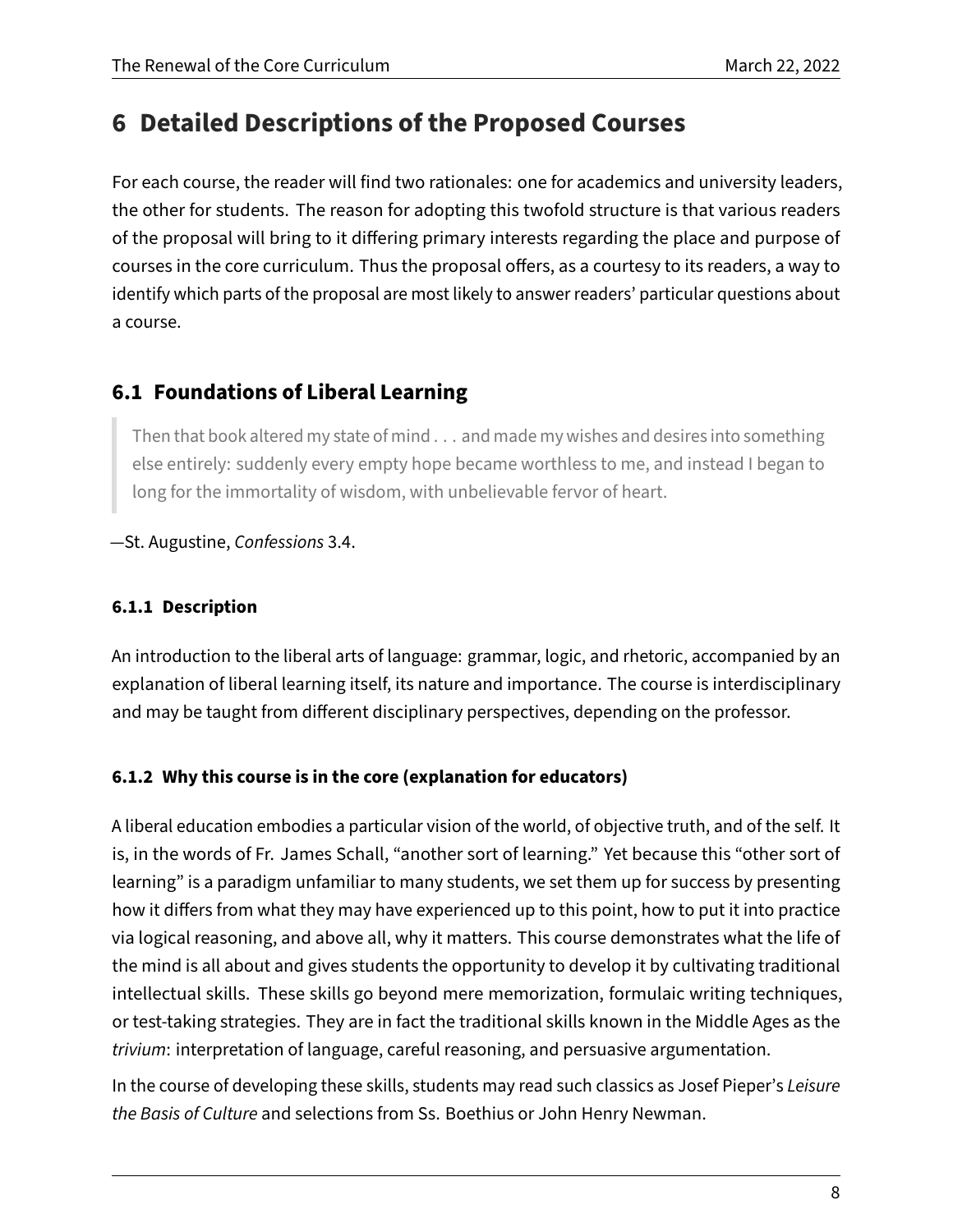# 6 Detailed Descriptions of the Proposed Courses

For each course, the reader will find two rationales: one for academics and university leaders, the other for students. The reason for adopting this twofold structure is that various readers of the proposal will bring to it differing primary interests regarding the place and purpose of courses in the core curriculum. Thus the proposal offers, as a courtesy to its readers, a way to identify which parts of the proposal are most likely to answer readers' particular questions about a course.

## 6.1 Foundations of Liberal Learning

> Then that book altered my state of mind . . . and made my wishes and desires into something else entirely: suddenly every empty hope became worthless to me, and instead I began to long for the immortality of wisdom, with unbelievable fervor of heart.

—St. Augustine, *Confessions* 3.4.

### 6.1.1 Description

An introduction to the liberal arts of language: grammar, logic, and rhetoric, accompanied by an explanation of liberal learning itself, its nature and importance. The course is interdisciplinary and may be taught from different disciplinary perspectives, depending on the professor.

### 6.1.2 Why this course is in the core (explanation for educators)

A liberal education embodies a particular vision of the world, of objective truth, and of the self. It is, in the words of Fr. James Schall, "another sort of learning." Yet because this "other sort of learning" is a paradigm unfamiliar to many students, we set them up for success by presenting how it differs from what they may have experienced up to this point, how to put it into practice via logical reasoning, and above all, why it matters. This course demonstrates what the life of the mind is all about and gives students the opportunity to develop it by cultivating traditional intellectual skills. These skills go beyond mere memorization, formulaic writing techniques, or test-taking strategies. They are in fact the traditional skills known in the Middle Ages as the *trivium*: interpretation of language, careful reasoning, and persuasive argumentation.

In the course of developing these skills, students may read such classics as Josef Pieper's *Leisure the Basis of Culture* and selections from Ss. Boethius or John Henry Newman.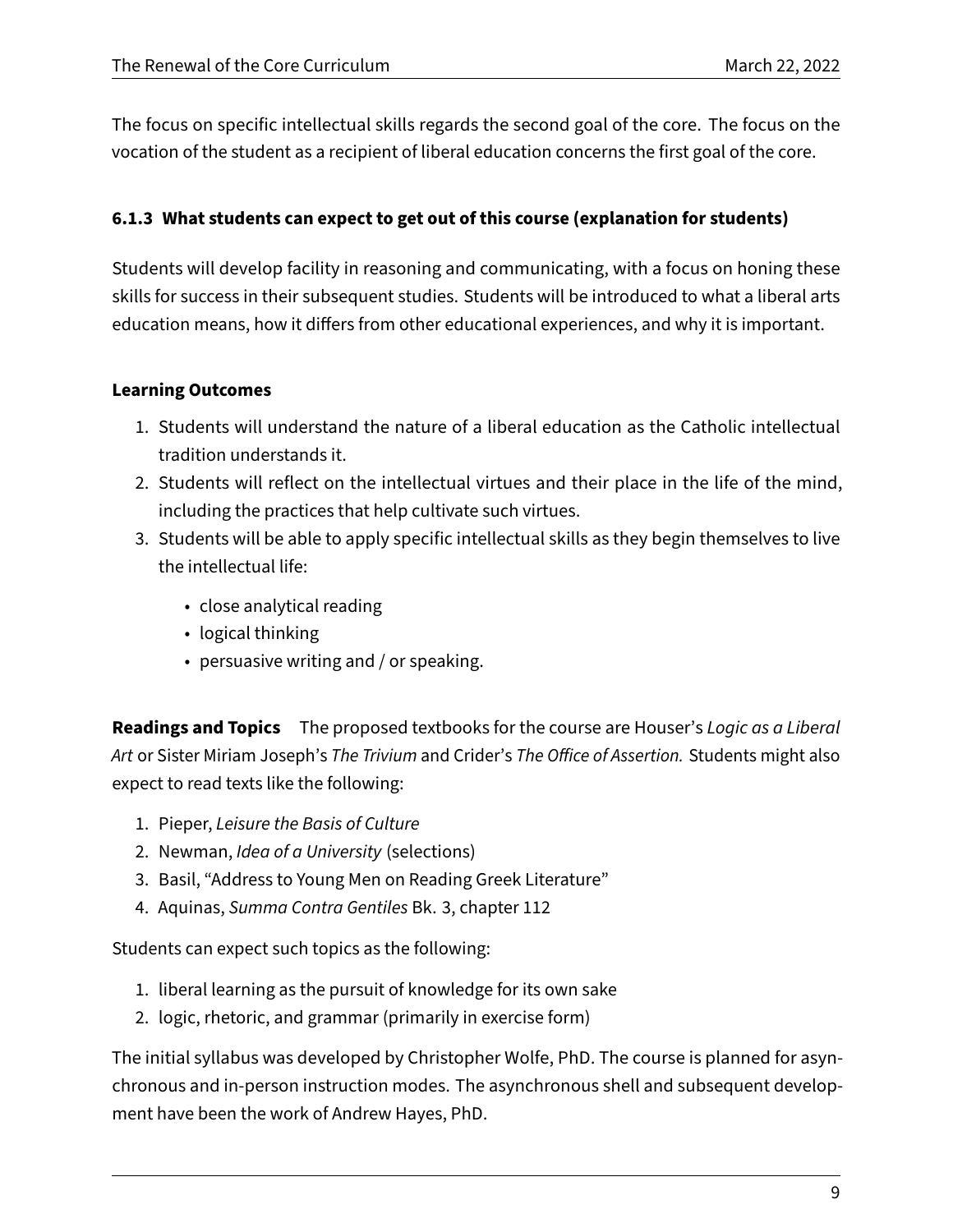The focus on specific intellectual skills regards the second goal of the core. The focus on the vocation of the student as a recipient of liberal education concerns the first goal of the core.

### 6.1.3 What students can expect to get out of this course (explanation for students)

Students will develop facility in reasoning and communicating, with a focus on honing these skills for success in their subsequent studies. Students will be introduced to what a liberal arts education means, how it differs from other educational experiences, and why it is important.

**Learning Outcomes**

1. Students will understand the nature of a liberal education as the Catholic intellectual tradition understands it.
2. Students will reflect on the intellectual virtues and their place in the life of the mind, including the practices that help cultivate such virtues.
3. Students will be able to apply specific intellectual skills as they begin themselves to live the intellectual life:
   - close analytical reading
   - logical thinking
   - persuasive writing and / or speaking.

**Readings and Topics** The proposed textbooks for the course are Houser's *Logic as a Liberal Art* or Sister Miriam Joseph's *The Trivium* and Crider's *The Office of Assertion.* Students might also expect to read texts like the following:

1. Pieper, *Leisure the Basis of Culture*
2. Newman, *Idea of a University* (selections)
3. Basil, "Address to Young Men on Reading Greek Literature"
4. Aquinas, *Summa Contra Gentiles* Bk. 3, chapter 112

Students can expect such topics as the following:

1. liberal learning as the pursuit of knowledge for its own sake
2. logic, rhetoric, and grammar (primarily in exercise form)

The initial syllabus was developed by Christopher Wolfe, PhD. The course is planned for asynchronous and in-person instruction modes. The asynchronous shell and subsequent development have been the work of Andrew Hayes, PhD.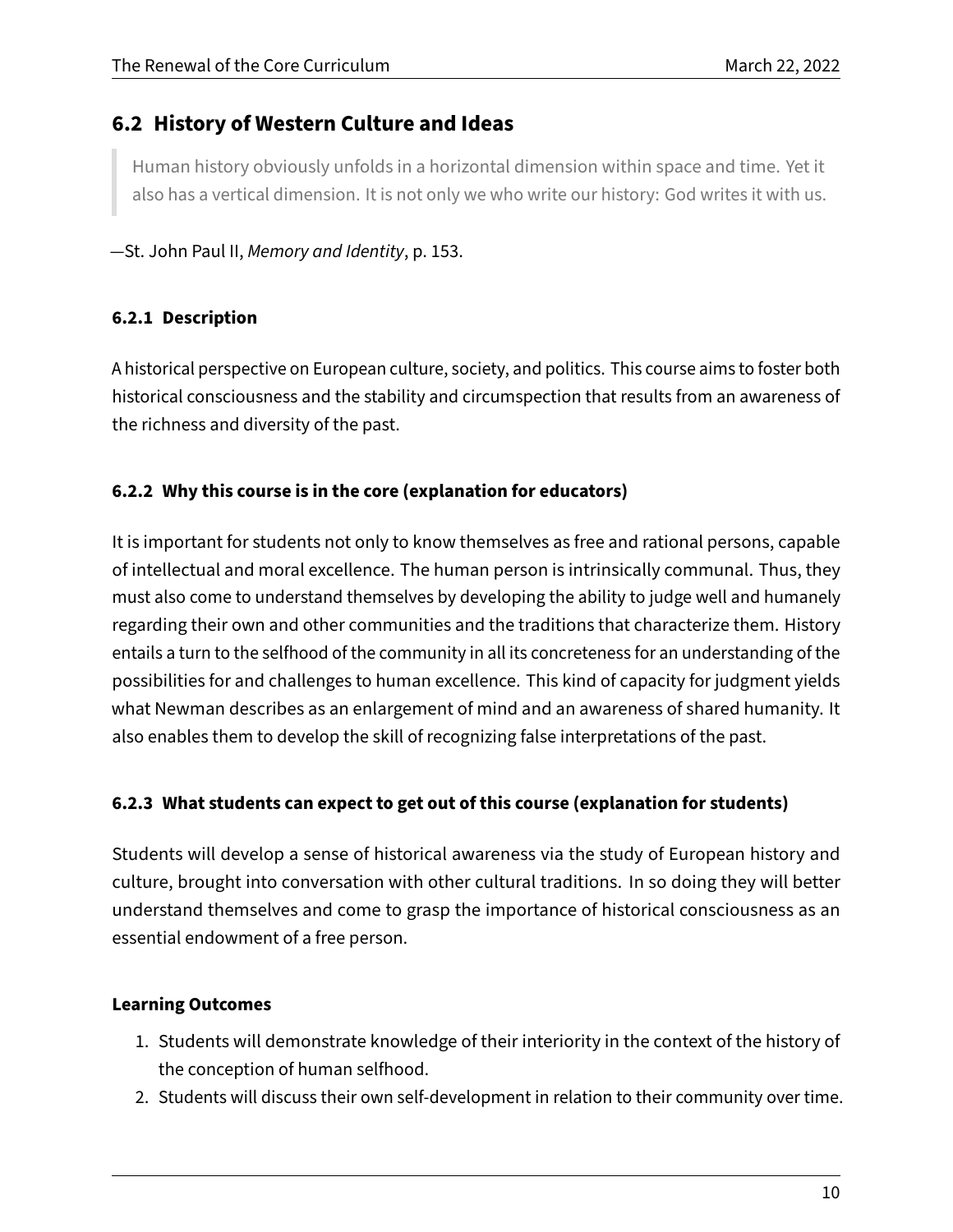## 6.2 History of Western Culture and Ideas

> Human history obviously unfolds in a horizontal dimension within space and time. Yet it also has a vertical dimension. It is not only we who write our history: God writes it with us.

—St. John Paul II, *Memory and Identity*, p. 153.

### 6.2.1 Description

A historical perspective on European culture, society, and politics. This course aims to foster both historical consciousness and the stability and circumspection that results from an awareness of the richness and diversity of the past.

### 6.2.2 Why this course is in the core (explanation for educators)

It is important for students not only to know themselves as free and rational persons, capable of intellectual and moral excellence. The human person is intrinsically communal. Thus, they must also come to understand themselves by developing the ability to judge well and humanely regarding their own and other communities and the traditions that characterize them. History entails a turn to the selfhood of the community in all its concreteness for an understanding of the possibilities for and challenges to human excellence. This kind of capacity for judgment yields what Newman describes as an enlargement of mind and an awareness of shared humanity. It also enables them to develop the skill of recognizing false interpretations of the past.

### 6.2.3 What students can expect to get out of this course (explanation for students)

Students will develop a sense of historical awareness via the study of European history and culture, brought into conversation with other cultural traditions. In so doing they will better understand themselves and come to grasp the importance of historical consciousness as an essential endowment of a free person.

**Learning Outcomes**

1. Students will demonstrate knowledge of their interiority in the context of the history of the conception of human selfhood.
2. Students will discuss their own self-development in relation to their community over time.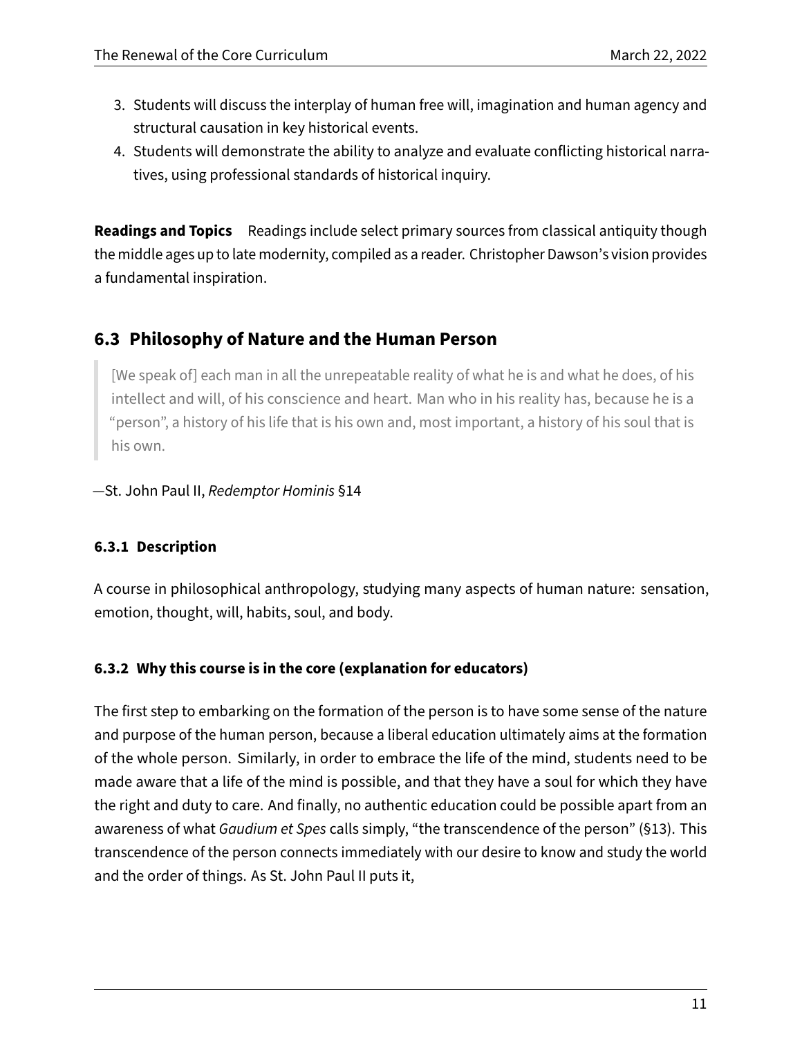3. Students will discuss the interplay of human free will, imagination and human agency and structural causation in key historical events.
4. Students will demonstrate the ability to analyze and evaluate conflicting historical narratives, using professional standards of historical inquiry.

**Readings and Topics** Readings include select primary sources from classical antiquity though the middle ages up to late modernity, compiled as a reader. Christopher Dawson's vision provides a fundamental inspiration.

## 6.3 Philosophy of Nature and the Human Person

> [We speak of] each man in all the unrepeatable reality of what he is and what he does, of his intellect and will, of his conscience and heart. Man who in his reality has, because he is a "person", a history of his life that is his own and, most important, a history of his soul that is his own.

—St. John Paul II, *Redemptor Hominis* §14

### 6.3.1 Description

A course in philosophical anthropology, studying many aspects of human nature: sensation, emotion, thought, will, habits, soul, and body.

### 6.3.2 Why this course is in the core (explanation for educators)

The first step to embarking on the formation of the person is to have some sense of the nature and purpose of the human person, because a liberal education ultimately aims at the formation of the whole person. Similarly, in order to embrace the life of the mind, students need to be made aware that a life of the mind is possible, and that they have a soul for which they have the right and duty to care. And finally, no authentic education could be possible apart from an awareness of what *Gaudium et Spes* calls simply, "the transcendence of the person" (§13). This transcendence of the person connects immediately with our desire to know and study the world and the order of things. As St. John Paul II puts it,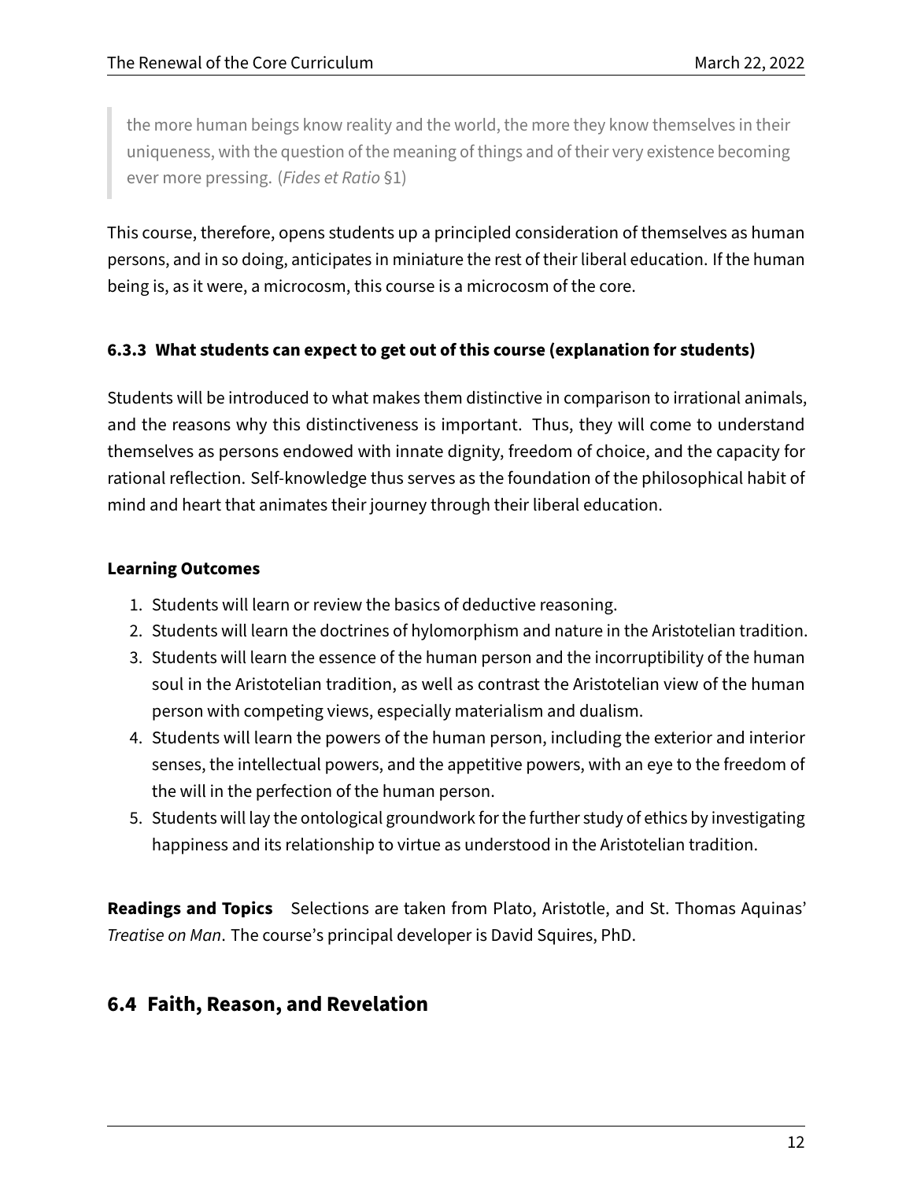> the more human beings know reality and the world, the more they know themselves in their uniqueness, with the question of the meaning of things and of their very existence becoming ever more pressing. (*Fides et Ratio* §1)

This course, therefore, opens students up a principled consideration of themselves as human persons, and in so doing, anticipates in miniature the rest of their liberal education. If the human being is, as it were, a microcosm, this course is a microcosm of the core.

### 6.3.3 What students can expect to get out of this course (explanation for students)

Students will be introduced to what makes them distinctive in comparison to irrational animals, and the reasons why this distinctiveness is important. Thus, they will come to understand themselves as persons endowed with innate dignity, freedom of choice, and the capacity for rational reflection. Self-knowledge thus serves as the foundation of the philosophical habit of mind and heart that animates their journey through their liberal education.

**Learning Outcomes**

1. Students will learn or review the basics of deductive reasoning.
2. Students will learn the doctrines of hylomorphism and nature in the Aristotelian tradition.
3. Students will learn the essence of the human person and the incorruptibility of the human soul in the Aristotelian tradition, as well as contrast the Aristotelian view of the human person with competing views, especially materialism and dualism.
4. Students will learn the powers of the human person, including the exterior and interior senses, the intellectual powers, and the appetitive powers, with an eye to the freedom of the will in the perfection of the human person.
5. Students will lay the ontological groundwork for the further study of ethics by investigating happiness and its relationship to virtue as understood in the Aristotelian tradition.

**Readings and Topics** Selections are taken from Plato, Aristotle, and St. Thomas Aquinas' *Treatise on Man*. The course's principal developer is David Squires, PhD.

## 6.4 Faith, Reason, and Revelation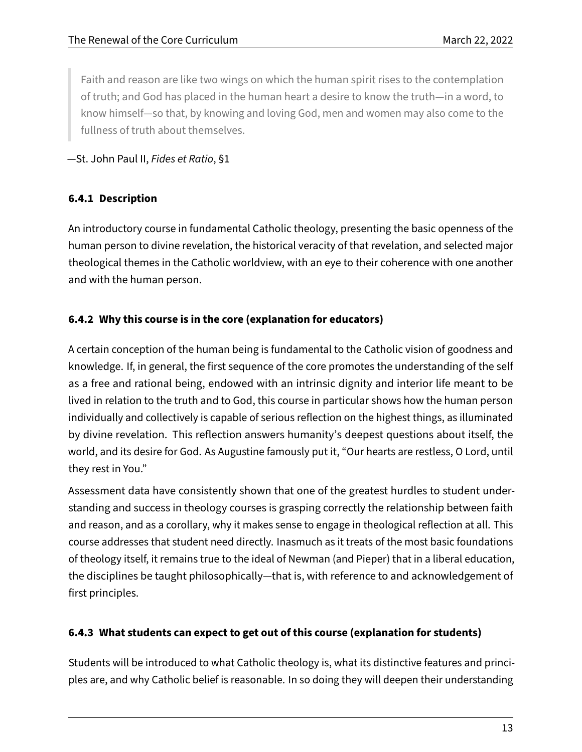> Faith and reason are like two wings on which the human spirit rises to the contemplation of truth; and God has placed in the human heart a desire to know the truth—in a word, to know himself—so that, by knowing and loving God, men and women may also come to the fullness of truth about themselves.

—St. John Paul II, *Fides et Ratio*, §1

### 6.4.1 Description

An introductory course in fundamental Catholic theology, presenting the basic openness of the human person to divine revelation, the historical veracity of that revelation, and selected major theological themes in the Catholic worldview, with an eye to their coherence with one another and with the human person.

### 6.4.2 Why this course is in the core (explanation for educators)

A certain conception of the human being is fundamental to the Catholic vision of goodness and knowledge. If, in general, the first sequence of the core promotes the understanding of the self as a free and rational being, endowed with an intrinsic dignity and interior life meant to be lived in relation to the truth and to God, this course in particular shows how the human person individually and collectively is capable of serious reflection on the highest things, as illuminated by divine revelation. This reflection answers humanity's deepest questions about itself, the world, and its desire for God. As Augustine famously put it, "Our hearts are restless, O Lord, until they rest in You."

Assessment data have consistently shown that one of the greatest hurdles to student understanding and success in theology courses is grasping correctly the relationship between faith and reason, and as a corollary, why it makes sense to engage in theological reflection at all. This course addresses that student need directly. Inasmuch as it treats of the most basic foundations of theology itself, it remains true to the ideal of Newman (and Pieper) that in a liberal education, the disciplines be taught philosophically—that is, with reference to and acknowledgement of first principles.

### 6.4.3 What students can expect to get out of this course (explanation for students)

Students will be introduced to what Catholic theology is, what its distinctive features and principles are, and why Catholic belief is reasonable. In so doing they will deepen their understanding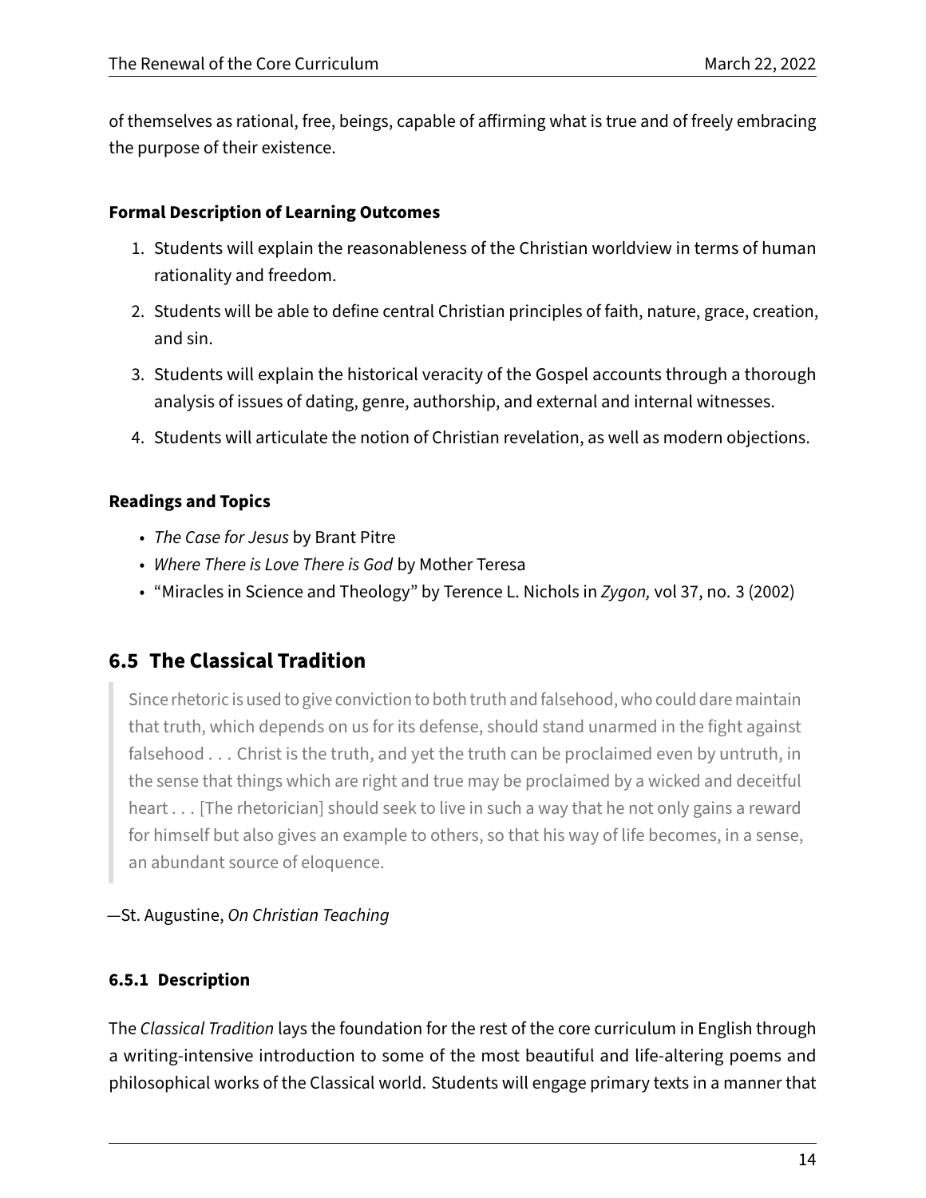of themselves as rational, free, beings, capable of affirming what is true and of freely embracing the purpose of their existence.

**Formal Description of Learning Outcomes**

1. Students will explain the reasonableness of the Christian worldview in terms of human rationality and freedom.
2. Students will be able to define central Christian principles of faith, nature, grace, creation, and sin.
3. Students will explain the historical veracity of the Gospel accounts through a thorough analysis of issues of dating, genre, authorship, and external and internal witnesses.
4. Students will articulate the notion of Christian revelation, as well as modern objections.

**Readings and Topics**

- *The Case for Jesus* by Brant Pitre
- *Where There is Love There is God* by Mother Teresa
- "Miracles in Science and Theology" by Terence L. Nichols in *Zygon,* vol 37, no. 3 (2002)

## 6.5 The Classical Tradition

> Since rhetoric is used to give conviction to both truth and falsehood, who could dare maintain that truth, which depends on us for its defense, should stand unarmed in the fight against falsehood . . . Christ is the truth, and yet the truth can be proclaimed even by untruth, in the sense that things which are right and true may be proclaimed by a wicked and deceitful heart . . . [The rhetorician] should seek to live in such a way that he not only gains a reward for himself but also gives an example to others, so that his way of life becomes, in a sense, an abundant source of eloquence.

—St. Augustine, *On Christian Teaching*

### 6.5.1 Description

The *Classical Tradition* lays the foundation for the rest of the core curriculum in English through a writing-intensive introduction to some of the most beautiful and life-altering poems and philosophical works of the Classical world. Students will engage primary texts in a manner that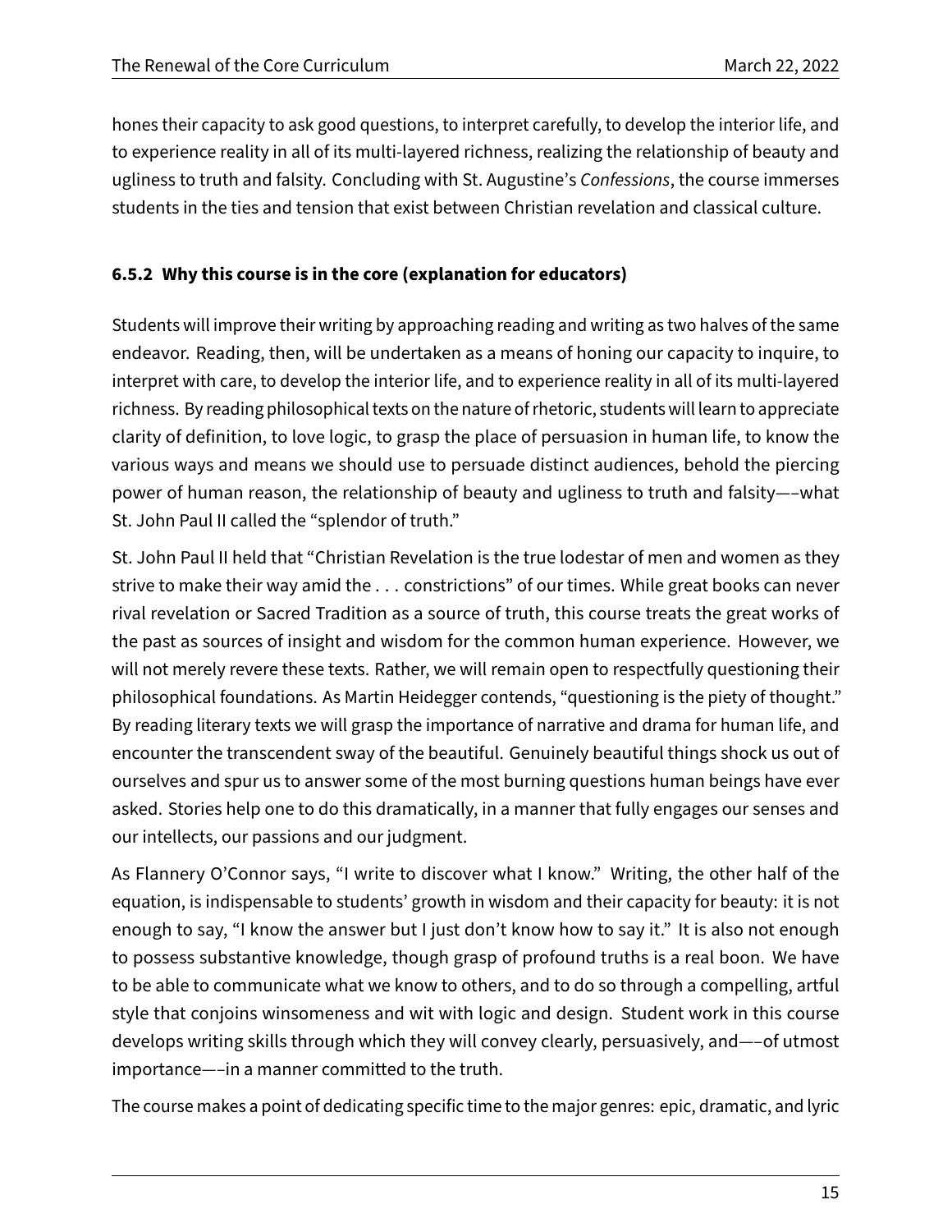hones their capacity to ask good questions, to interpret carefully, to develop the interior life, and to experience reality in all of its multi-layered richness, realizing the relationship of beauty and ugliness to truth and falsity. Concluding with St. Augustine's *Confessions*, the course immerses students in the ties and tension that exist between Christian revelation and classical culture.

### 6.5.2 Why this course is in the core (explanation for educators)

Students will improve their writing by approaching reading and writing as two halves of the same endeavor. Reading, then, will be undertaken as a means of honing our capacity to inquire, to interpret with care, to develop the interior life, and to experience reality in all of its multi-layered richness. By reading philosophical texts on the nature of rhetoric, students will learn to appreciate clarity of definition, to love logic, to grasp the place of persuasion in human life, to know the various ways and means we should use to persuade distinct audiences, behold the piercing power of human reason, the relationship of beauty and ugliness to truth and falsity—–what St. John Paul II called the "splendor of truth."

St. John Paul II held that "Christian Revelation is the true lodestar of men and women as they strive to make their way amid the . . . constrictions" of our times. While great books can never rival revelation or Sacred Tradition as a source of truth, this course treats the great works of the past as sources of insight and wisdom for the common human experience. However, we will not merely revere these texts. Rather, we will remain open to respectfully questioning their philosophical foundations. As Martin Heidegger contends, "questioning is the piety of thought." By reading literary texts we will grasp the importance of narrative and drama for human life, and encounter the transcendent sway of the beautiful. Genuinely beautiful things shock us out of ourselves and spur us to answer some of the most burning questions human beings have ever asked. Stories help one to do this dramatically, in a manner that fully engages our senses and our intellects, our passions and our judgment.

As Flannery O'Connor says, "I write to discover what I know." Writing, the other half of the equation, is indispensable to students' growth in wisdom and their capacity for beauty: it is not enough to say, "I know the answer but I just don't know how to say it." It is also not enough to possess substantive knowledge, though grasp of profound truths is a real boon. We have to be able to communicate what we know to others, and to do so through a compelling, artful style that conjoins winsomeness and wit with logic and design. Student work in this course develops writing skills through which they will convey clearly, persuasively, and—–of utmost importance—–in a manner committed to the truth.

The course makes a point of dedicating specific time to the major genres: epic, dramatic, and lyric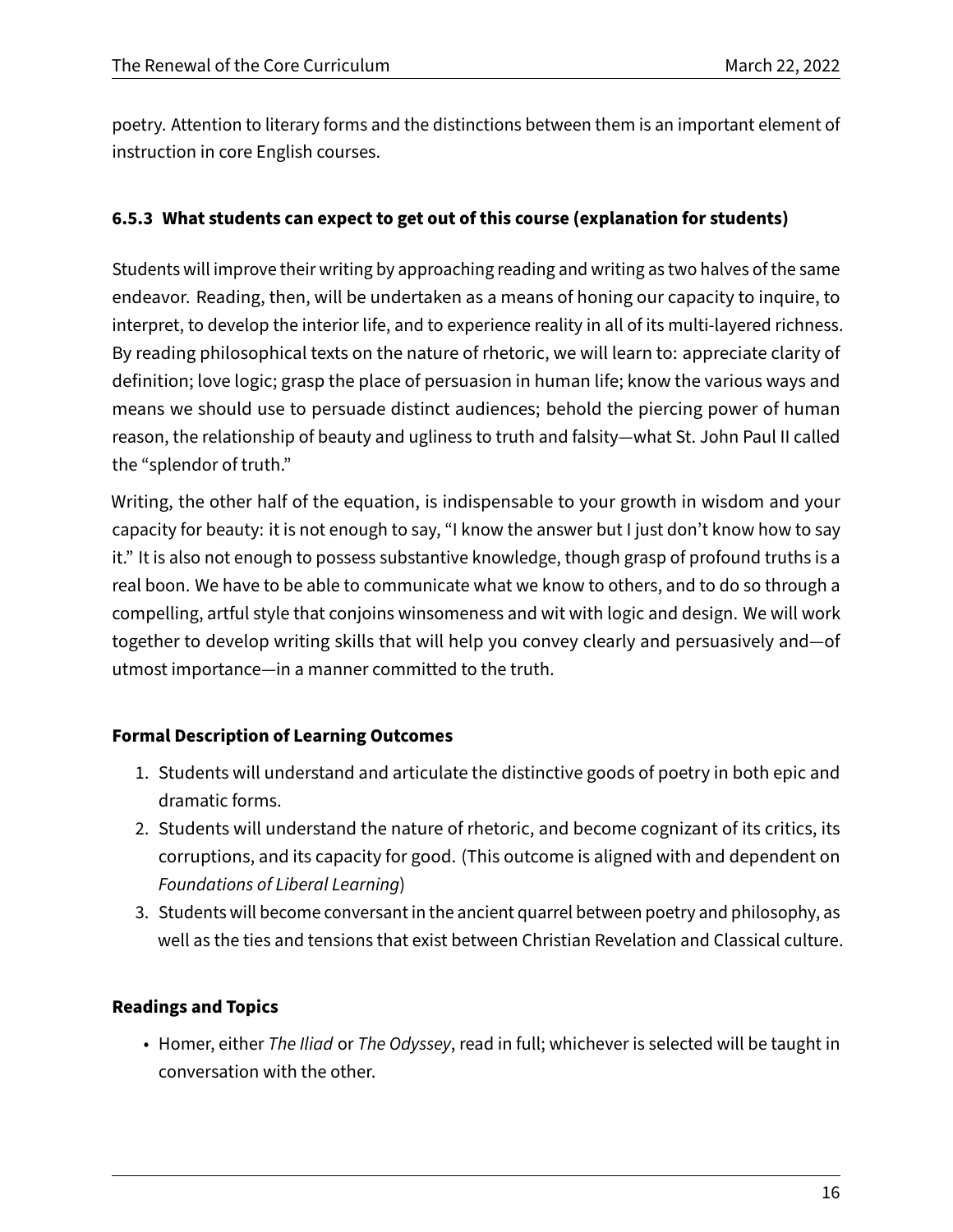poetry. Attention to literary forms and the distinctions between them is an important element of instruction in core English courses.

### 6.5.3 What students can expect to get out of this course (explanation for students)

Students will improve their writing by approaching reading and writing as two halves of the same endeavor. Reading, then, will be undertaken as a means of honing our capacity to inquire, to interpret, to develop the interior life, and to experience reality in all of its multi-layered richness. By reading philosophical texts on the nature of rhetoric, we will learn to: appreciate clarity of definition; love logic; grasp the place of persuasion in human life; know the various ways and means we should use to persuade distinct audiences; behold the piercing power of human reason, the relationship of beauty and ugliness to truth and falsity—what St. John Paul II called the "splendor of truth."

Writing, the other half of the equation, is indispensable to your growth in wisdom and your capacity for beauty: it is not enough to say, "I know the answer but I just don't know how to say it." It is also not enough to possess substantive knowledge, though grasp of profound truths is a real boon. We have to be able to communicate what we know to others, and to do so through a compelling, artful style that conjoins winsomeness and wit with logic and design. We will work together to develop writing skills that will help you convey clearly and persuasively and—of utmost importance—in a manner committed to the truth.

**Formal Description of Learning Outcomes**

1. Students will understand and articulate the distinctive goods of poetry in both epic and dramatic forms.
2. Students will understand the nature of rhetoric, and become cognizant of its critics, its corruptions, and its capacity for good. (This outcome is aligned with and dependent on *Foundations of Liberal Learning*)
3. Students will become conversant in the ancient quarrel between poetry and philosophy, as well as the ties and tensions that exist between Christian Revelation and Classical culture.

**Readings and Topics**

- Homer, either *The Iliad* or *The Odyssey*, read in full; whichever is selected will be taught in conversation with the other.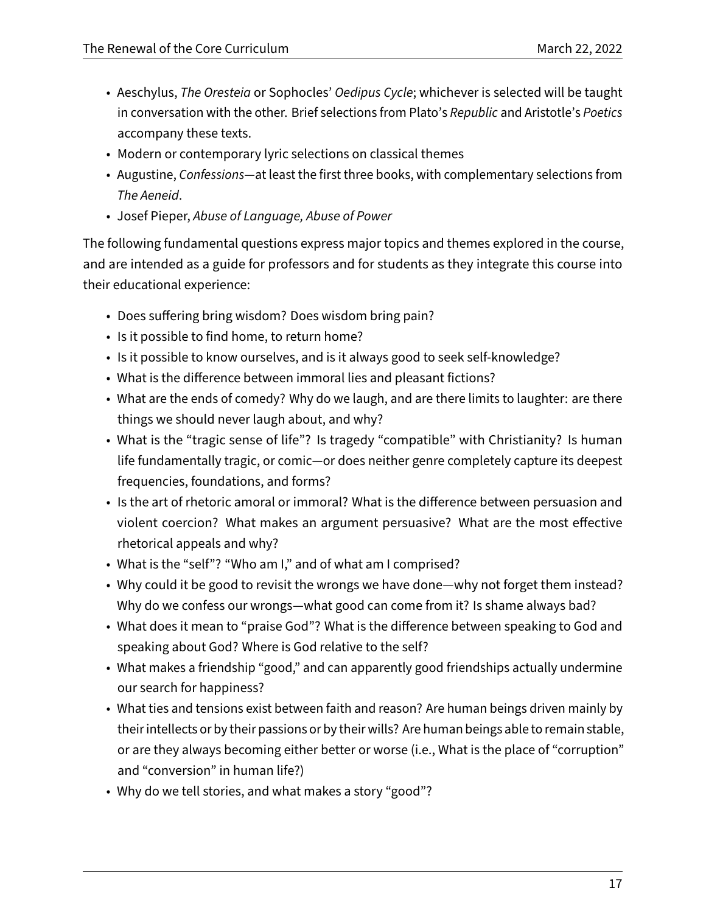- Aeschylus, *The Oresteia* or Sophocles' *Oedipus Cycle*; whichever is selected will be taught in conversation with the other. Brief selections from Plato's *Republic* and Aristotle's *Poetics* accompany these texts.
- Modern or contemporary lyric selections on classical themes
- Augustine, *Confessions*—at least the first three books, with complementary selections from *The Aeneid*.
- Josef Pieper, *Abuse of Language, Abuse of Power*

The following fundamental questions express major topics and themes explored in the course, and are intended as a guide for professors and for students as they integrate this course into their educational experience:

- Does suffering bring wisdom? Does wisdom bring pain?
- Is it possible to find home, to return home?
- Is it possible to know ourselves, and is it always good to seek self-knowledge?
- What is the difference between immoral lies and pleasant fictions?
- What are the ends of comedy? Why do we laugh, and are there limits to laughter: are there things we should never laugh about, and why?
- What is the "tragic sense of life"? Is tragedy "compatible" with Christianity? Is human life fundamentally tragic, or comic—or does neither genre completely capture its deepest frequencies, foundations, and forms?
- Is the art of rhetoric amoral or immoral? What is the difference between persuasion and violent coercion? What makes an argument persuasive? What are the most effective rhetorical appeals and why?
- What is the "self"? "Who am I," and of what am I comprised?
- Why could it be good to revisit the wrongs we have done—why not forget them instead? Why do we confess our wrongs—what good can come from it? Is shame always bad?
- What does it mean to "praise God"? What is the difference between speaking to God and speaking about God? Where is God relative to the self?
- What makes a friendship "good," and can apparently good friendships actually undermine our search for happiness?
- What ties and tensions exist between faith and reason? Are human beings driven mainly by their intellects or by their passions or by their wills? Are human beings able to remain stable, or are they always becoming either better or worse (i.e., What is the place of "corruption" and "conversion" in human life?)
- Why do we tell stories, and what makes a story "good"?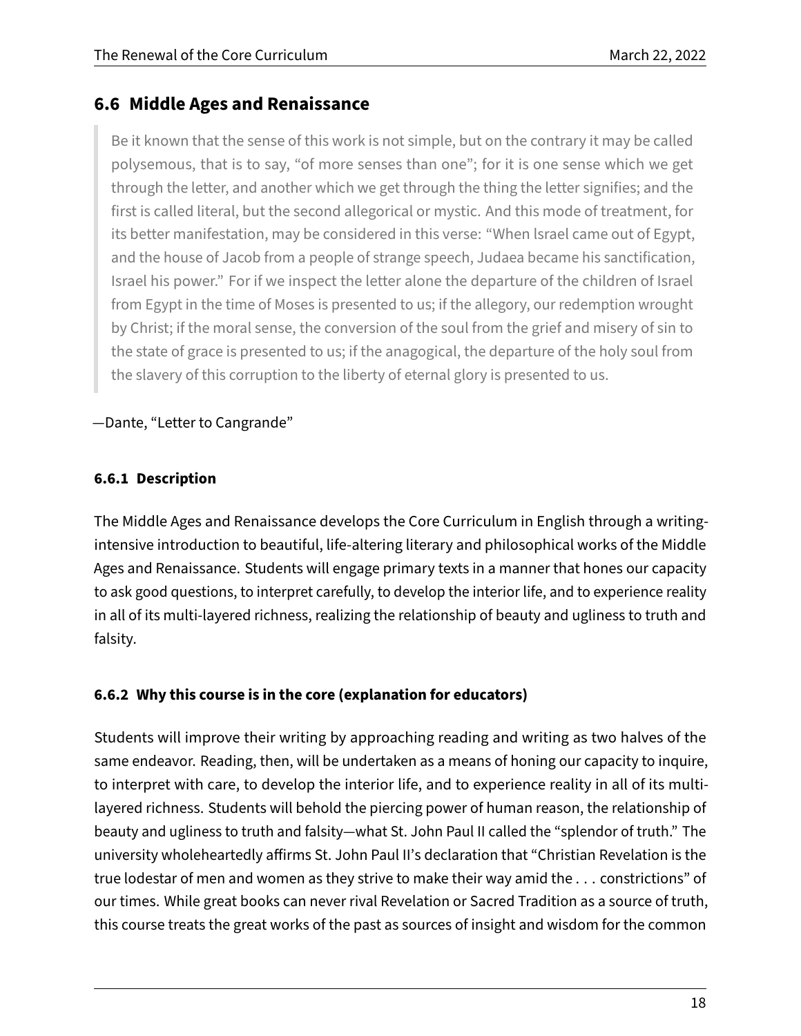## 6.6 Middle Ages and Renaissance

> Be it known that the sense of this work is not simple, but on the contrary it may be called polysemous, that is to say, "of more senses than one"; for it is one sense which we get through the letter, and another which we get through the thing the letter signifies; and the first is called literal, but the second allegorical or mystic. And this mode of treatment, for its better manifestation, may be considered in this verse: "When lsrael came out of Egypt, and the house of Jacob from a people of strange speech, Judaea became his sanctification, Israel his power." For if we inspect the letter alone the departure of the children of Israel from Egypt in the time of Moses is presented to us; if the allegory, our redemption wrought by Christ; if the moral sense, the conversion of the soul from the grief and misery of sin to the state of grace is presented to us; if the anagogical, the departure of the holy soul from the slavery of this corruption to the liberty of eternal glory is presented to us.

—Dante, "Letter to Cangrande"

### 6.6.1 Description

The Middle Ages and Renaissance develops the Core Curriculum in English through a writing-intensive introduction to beautiful, life-altering literary and philosophical works of the Middle Ages and Renaissance. Students will engage primary texts in a manner that hones our capacity to ask good questions, to interpret carefully, to develop the interior life, and to experience reality in all of its multi-layered richness, realizing the relationship of beauty and ugliness to truth and falsity.

### 6.6.2 Why this course is in the core (explanation for educators)

Students will improve their writing by approaching reading and writing as two halves of the same endeavor. Reading, then, will be undertaken as a means of honing our capacity to inquire, to interpret with care, to develop the interior life, and to experience reality in all of its multi-layered richness. Students will behold the piercing power of human reason, the relationship of beauty and ugliness to truth and falsity—what St. John Paul II called the "splendor of truth." The university wholeheartedly affirms St. John Paul II's declaration that "Christian Revelation is the true lodestar of men and women as they strive to make their way amid the . . . constrictions" of our times. While great books can never rival Revelation or Sacred Tradition as a source of truth, this course treats the great works of the past as sources of insight and wisdom for the common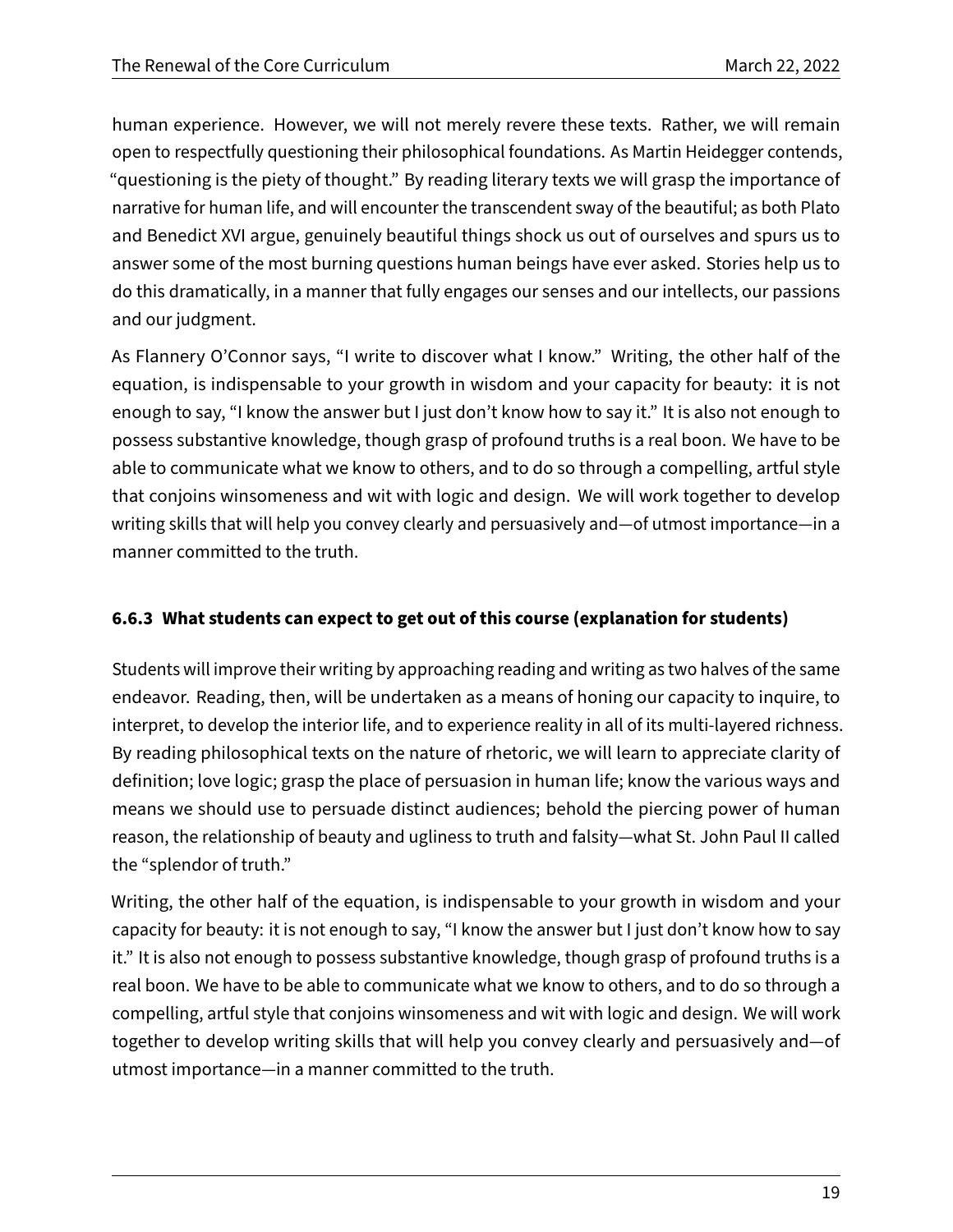human experience. However, we will not merely revere these texts. Rather, we will remain open to respectfully questioning their philosophical foundations. As Martin Heidegger contends, "questioning is the piety of thought." By reading literary texts we will grasp the importance of narrative for human life, and will encounter the transcendent sway of the beautiful; as both Plato and Benedict XVI argue, genuinely beautiful things shock us out of ourselves and spurs us to answer some of the most burning questions human beings have ever asked. Stories help us to do this dramatically, in a manner that fully engages our senses and our intellects, our passions and our judgment.

As Flannery O'Connor says, "I write to discover what I know." Writing, the other half of the equation, is indispensable to your growth in wisdom and your capacity for beauty: it is not enough to say, "I know the answer but I just don't know how to say it." It is also not enough to possess substantive knowledge, though grasp of profound truths is a real boon. We have to be able to communicate what we know to others, and to do so through a compelling, artful style that conjoins winsomeness and wit with logic and design. We will work together to develop writing skills that will help you convey clearly and persuasively and—of utmost importance—in a manner committed to the truth.

### 6.6.3 What students can expect to get out of this course (explanation for students)

Students will improve their writing by approaching reading and writing as two halves of the same endeavor. Reading, then, will be undertaken as a means of honing our capacity to inquire, to interpret, to develop the interior life, and to experience reality in all of its multi-layered richness. By reading philosophical texts on the nature of rhetoric, we will learn to appreciate clarity of definition; love logic; grasp the place of persuasion in human life; know the various ways and means we should use to persuade distinct audiences; behold the piercing power of human reason, the relationship of beauty and ugliness to truth and falsity—what St. John Paul II called the "splendor of truth."

Writing, the other half of the equation, is indispensable to your growth in wisdom and your capacity for beauty: it is not enough to say, "I know the answer but I just don't know how to say it." It is also not enough to possess substantive knowledge, though grasp of profound truths is a real boon. We have to be able to communicate what we know to others, and to do so through a compelling, artful style that conjoins winsomeness and wit with logic and design. We will work together to develop writing skills that will help you convey clearly and persuasively and—of utmost importance—in a manner committed to the truth.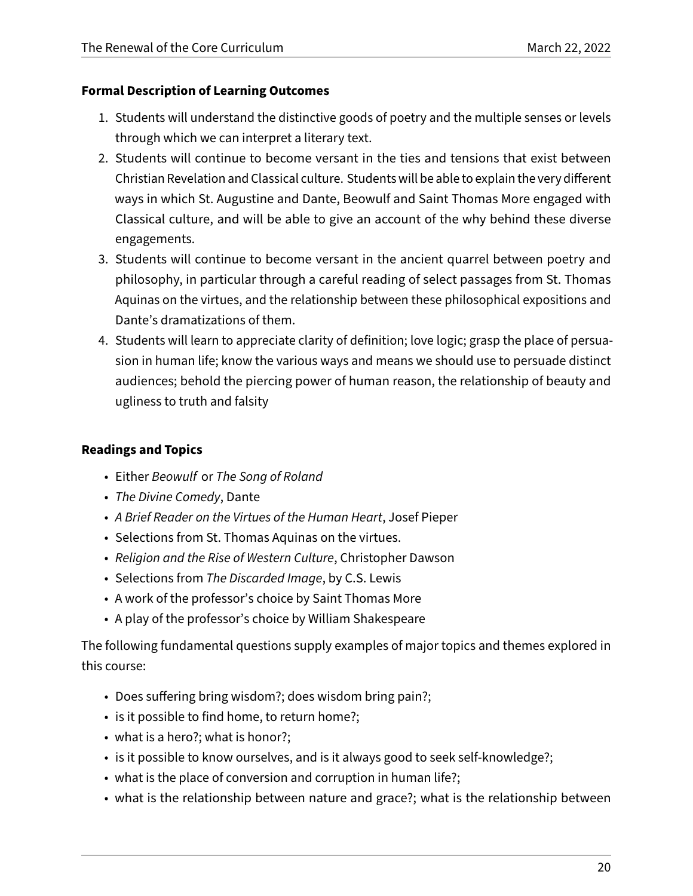**Formal Description of Learning Outcomes**

1. Students will understand the distinctive goods of poetry and the multiple senses or levels through which we can interpret a literary text.
2. Students will continue to become versant in the ties and tensions that exist between Christian Revelation and Classical culture. Students will be able to explain the very different ways in which St. Augustine and Dante, Beowulf and Saint Thomas More engaged with Classical culture, and will be able to give an account of the why behind these diverse engagements.
3. Students will continue to become versant in the ancient quarrel between poetry and philosophy, in particular through a careful reading of select passages from St. Thomas Aquinas on the virtues, and the relationship between these philosophical expositions and Dante's dramatizations of them.
4. Students will learn to appreciate clarity of definition; love logic; grasp the place of persuasion in human life; know the various ways and means we should use to persuade distinct audiences; behold the piercing power of human reason, the relationship of beauty and ugliness to truth and falsity

**Readings and Topics**

- Either *Beowulf* or *The Song of Roland*
- *The Divine Comedy*, Dante
- *A Brief Reader on the Virtues of the Human Heart*, Josef Pieper
- Selections from St. Thomas Aquinas on the virtues.
- *Religion and the Rise of Western Culture*, Christopher Dawson
- Selections from *The Discarded Image*, by C.S. Lewis
- A work of the professor's choice by Saint Thomas More
- A play of the professor's choice by William Shakespeare

The following fundamental questions supply examples of major topics and themes explored in this course:

- Does suffering bring wisdom?; does wisdom bring pain?;
- is it possible to find home, to return home?;
- what is a hero?; what is honor?;
- is it possible to know ourselves, and is it always good to seek self-knowledge?;
- what is the place of conversion and corruption in human life?;
- what is the relationship between nature and grace?; what is the relationship between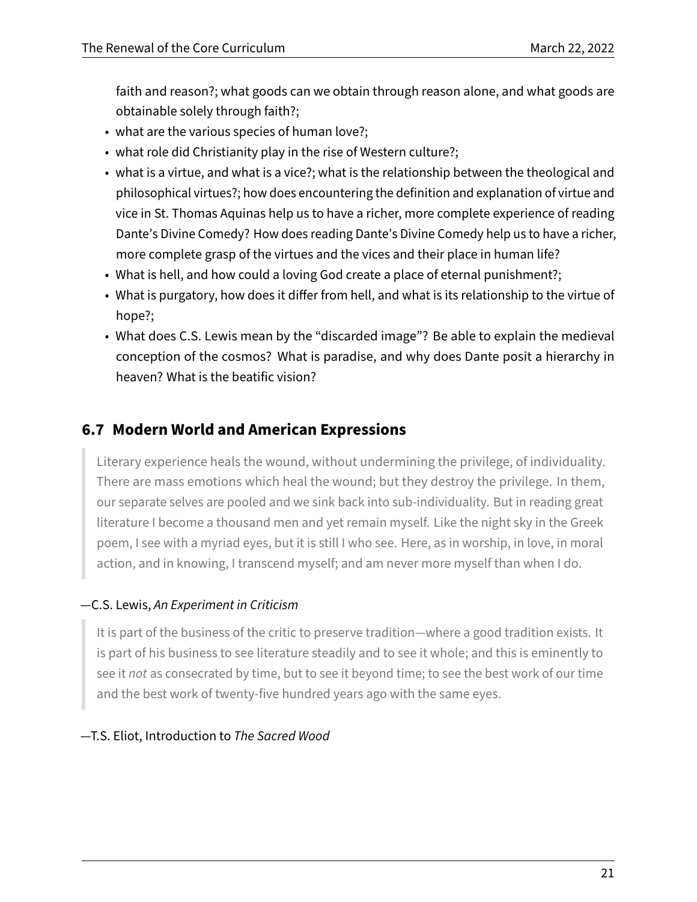faith and reason?; what goods can we obtain through reason alone, and what goods are obtainable solely through faith?;

- what are the various species of human love?;
- what role did Christianity play in the rise of Western culture?;
- what is a virtue, and what is a vice?; what is the relationship between the theological and philosophical virtues?; how does encountering the definition and explanation of virtue and vice in St. Thomas Aquinas help us to have a richer, more complete experience of reading Dante's Divine Comedy? How does reading Dante's Divine Comedy help us to have a richer, more complete grasp of the virtues and the vices and their place in human life?
- What is hell, and how could a loving God create a place of eternal punishment?;
- What is purgatory, how does it differ from hell, and what is its relationship to the virtue of hope?;
- What does C.S. Lewis mean by the "discarded image"? Be able to explain the medieval conception of the cosmos? What is paradise, and why does Dante posit a hierarchy in heaven? What is the beatific vision?

## 6.7 Modern World and American Expressions

> Literary experience heals the wound, without undermining the privilege, of individuality. There are mass emotions which heal the wound; but they destroy the privilege. In them, our separate selves are pooled and we sink back into sub-individuality. But in reading great literature I become a thousand men and yet remain myself. Like the night sky in the Greek poem, I see with a myriad eyes, but it is still I who see. Here, as in worship, in love, in moral action, and in knowing, I transcend myself; and am never more myself than when I do.

—C.S. Lewis, *An Experiment in Criticism*

> It is part of the business of the critic to preserve tradition—where a good tradition exists. It is part of his business to see literature steadily and to see it whole; and this is eminently to see it *not* as consecrated by time, but to see it beyond time; to see the best work of our time and the best work of twenty-five hundred years ago with the same eyes.

—T.S. Eliot, Introduction to *The Sacred Wood*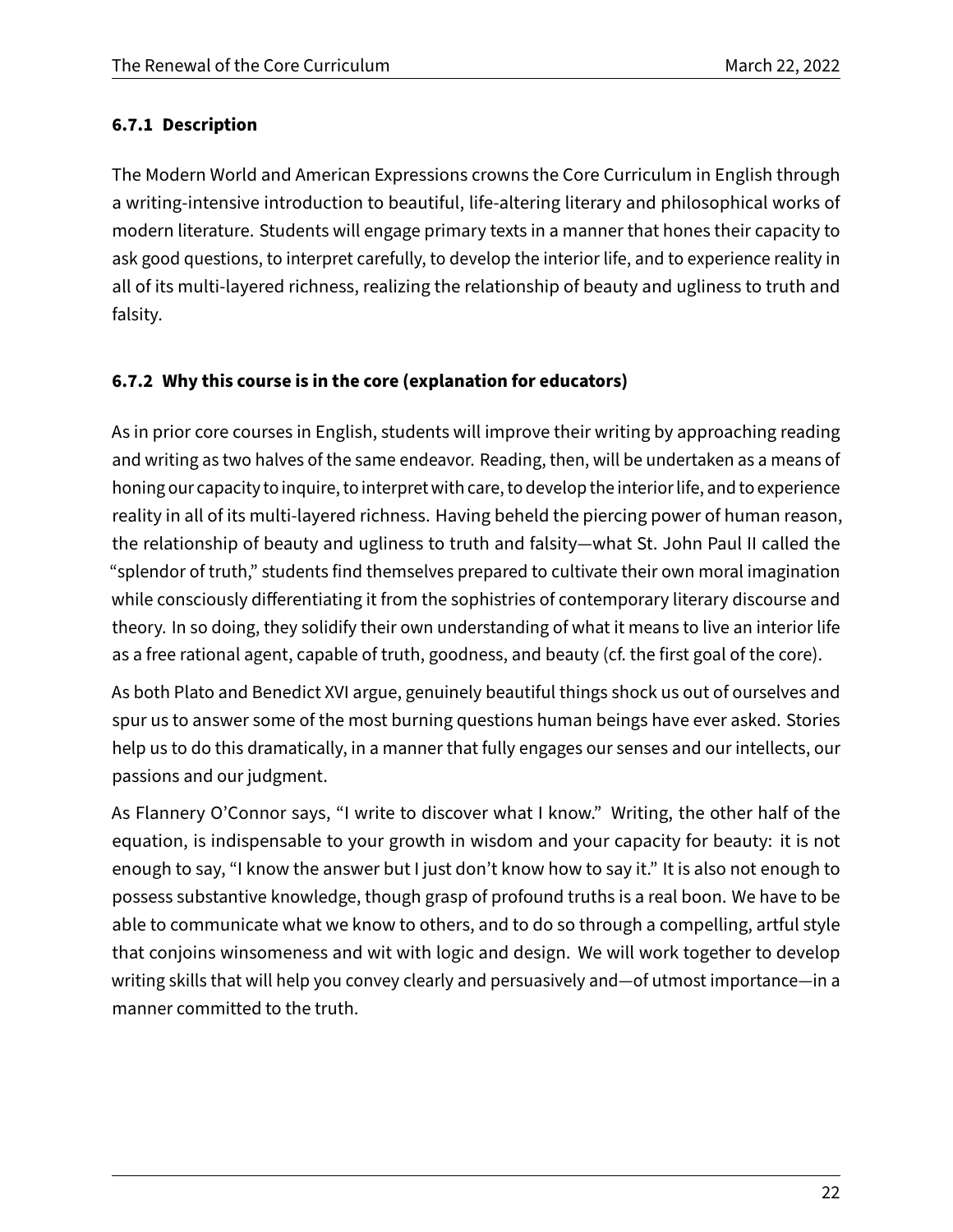### 6.7.1 Description

The Modern World and American Expressions crowns the Core Curriculum in English through a writing-intensive introduction to beautiful, life-altering literary and philosophical works of modern literature. Students will engage primary texts in a manner that hones their capacity to ask good questions, to interpret carefully, to develop the interior life, and to experience reality in all of its multi-layered richness, realizing the relationship of beauty and ugliness to truth and falsity.

### 6.7.2 Why this course is in the core (explanation for educators)

As in prior core courses in English, students will improve their writing by approaching reading and writing as two halves of the same endeavor. Reading, then, will be undertaken as a means of honing our capacity to inquire, to interpret with care, to develop the interior life, and to experience reality in all of its multi-layered richness. Having beheld the piercing power of human reason, the relationship of beauty and ugliness to truth and falsity—what St. John Paul II called the "splendor of truth," students find themselves prepared to cultivate their own moral imagination while consciously differentiating it from the sophistries of contemporary literary discourse and theory. In so doing, they solidify their own understanding of what it means to live an interior life as a free rational agent, capable of truth, goodness, and beauty (cf. the first goal of the core).

As both Plato and Benedict XVI argue, genuinely beautiful things shock us out of ourselves and spur us to answer some of the most burning questions human beings have ever asked. Stories help us to do this dramatically, in a manner that fully engages our senses and our intellects, our passions and our judgment.

As Flannery O'Connor says, "I write to discover what I know." Writing, the other half of the equation, is indispensable to your growth in wisdom and your capacity for beauty: it is not enough to say, "I know the answer but I just don't know how to say it." It is also not enough to possess substantive knowledge, though grasp of profound truths is a real boon. We have to be able to communicate what we know to others, and to do so through a compelling, artful style that conjoins winsomeness and wit with logic and design. We will work together to develop writing skills that will help you convey clearly and persuasively and—of utmost importance—in a manner committed to the truth.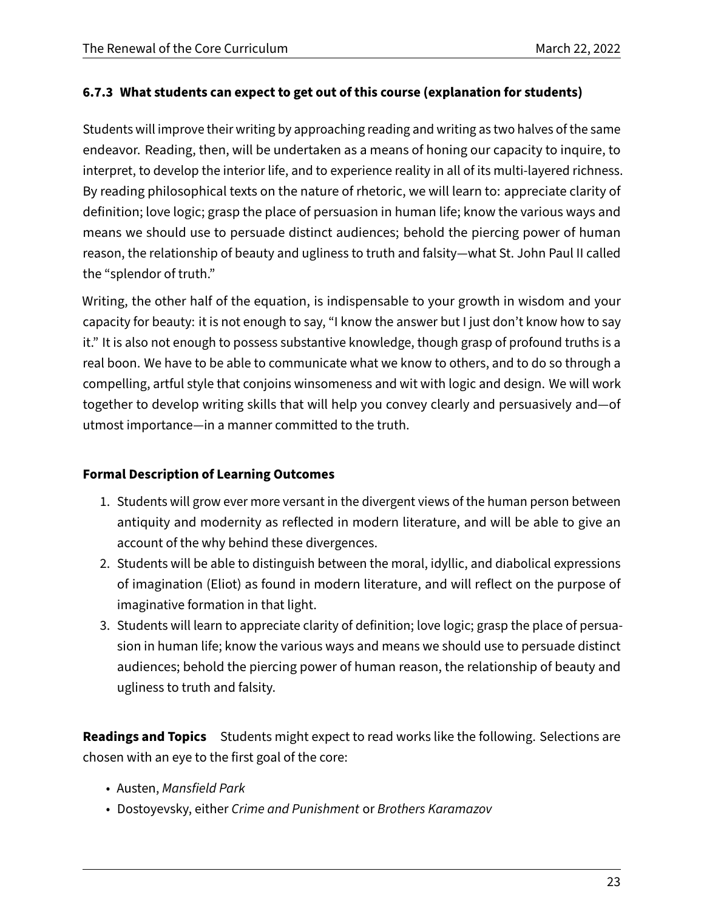### 6.7.3 What students can expect to get out of this course (explanation for students)

Students will improve their writing by approaching reading and writing as two halves of the same endeavor. Reading, then, will be undertaken as a means of honing our capacity to inquire, to interpret, to develop the interior life, and to experience reality in all of its multi-layered richness. By reading philosophical texts on the nature of rhetoric, we will learn to: appreciate clarity of definition; love logic; grasp the place of persuasion in human life; know the various ways and means we should use to persuade distinct audiences; behold the piercing power of human reason, the relationship of beauty and ugliness to truth and falsity—what St. John Paul II called the "splendor of truth."

Writing, the other half of the equation, is indispensable to your growth in wisdom and your capacity for beauty: it is not enough to say, "I know the answer but I just don't know how to say it." It is also not enough to possess substantive knowledge, though grasp of profound truths is a real boon. We have to be able to communicate what we know to others, and to do so through a compelling, artful style that conjoins winsomeness and wit with logic and design. We will work together to develop writing skills that will help you convey clearly and persuasively and—of utmost importance—in a manner committed to the truth.

**Formal Description of Learning Outcomes**

1. Students will grow ever more versant in the divergent views of the human person between antiquity and modernity as reflected in modern literature, and will be able to give an account of the why behind these divergences.
2. Students will be able to distinguish between the moral, idyllic, and diabolical expressions of imagination (Eliot) as found in modern literature, and will reflect on the purpose of imaginative formation in that light.
3. Students will learn to appreciate clarity of definition; love logic; grasp the place of persuasion in human life; know the various ways and means we should use to persuade distinct audiences; behold the piercing power of human reason, the relationship of beauty and ugliness to truth and falsity.

**Readings and Topics** Students might expect to read works like the following. Selections are chosen with an eye to the first goal of the core:

- Austen, *Mansfield Park*
- Dostoyevsky, either *Crime and Punishment* or *Brothers Karamazov*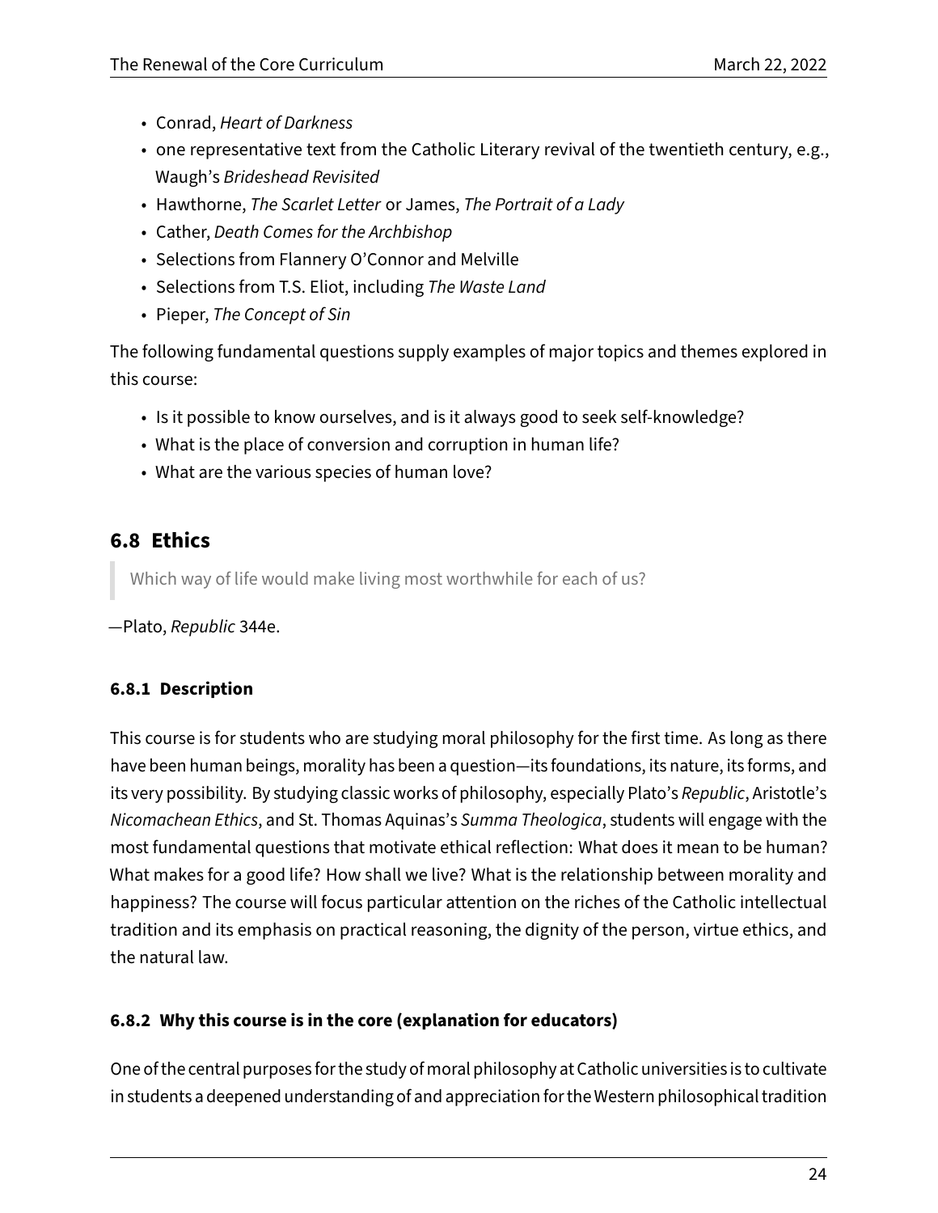- Conrad, *Heart of Darkness*
- one representative text from the Catholic Literary revival of the twentieth century, e.g., Waugh's *Brideshead Revisited*
- Hawthorne, *The Scarlet Letter* or James, *The Portrait of a Lady*
- Cather, *Death Comes for the Archbishop*
- Selections from Flannery O'Connor and Melville
- Selections from T.S. Eliot, including *The Waste Land*
- Pieper, *The Concept of Sin*

The following fundamental questions supply examples of major topics and themes explored in this course:

- Is it possible to know ourselves, and is it always good to seek self-knowledge?
- What is the place of conversion and corruption in human life?
- What are the various species of human love?

## 6.8 Ethics

> Which way of life would make living most worthwhile for each of us?

—Plato, *Republic* 344e.

### 6.8.1 Description

This course is for students who are studying moral philosophy for the first time. As long as there have been human beings, morality has been a question—its foundations, its nature, its forms, and its very possibility. By studying classic works of philosophy, especially Plato's *Republic*, Aristotle's *Nicomachean Ethics*, and St. Thomas Aquinas's *Summa Theologica*, students will engage with the most fundamental questions that motivate ethical reflection: What does it mean to be human? What makes for a good life? How shall we live? What is the relationship between morality and happiness? The course will focus particular attention on the riches of the Catholic intellectual tradition and its emphasis on practical reasoning, the dignity of the person, virtue ethics, and the natural law.

### 6.8.2 Why this course is in the core (explanation for educators)

One of the central purposes for the study of moral philosophy at Catholic universities is to cultivate in students a deepened understanding of and appreciation for the Western philosophical tradition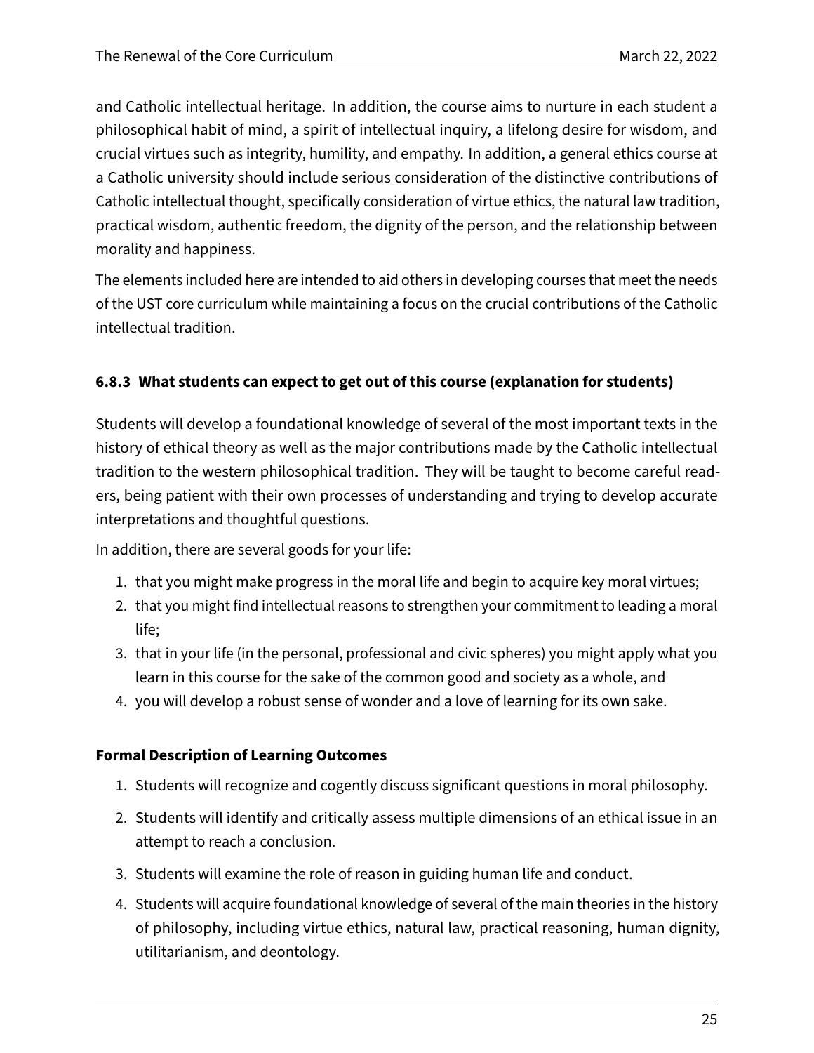and Catholic intellectual heritage. In addition, the course aims to nurture in each student a philosophical habit of mind, a spirit of intellectual inquiry, a lifelong desire for wisdom, and crucial virtues such as integrity, humility, and empathy. In addition, a general ethics course at a Catholic university should include serious consideration of the distinctive contributions of Catholic intellectual thought, specifically consideration of virtue ethics, the natural law tradition, practical wisdom, authentic freedom, the dignity of the person, and the relationship between morality and happiness.

The elements included here are intended to aid others in developing courses that meet the needs of the UST core curriculum while maintaining a focus on the crucial contributions of the Catholic intellectual tradition.

### 6.8.3 What students can expect to get out of this course (explanation for students)

Students will develop a foundational knowledge of several of the most important texts in the history of ethical theory as well as the major contributions made by the Catholic intellectual tradition to the western philosophical tradition. They will be taught to become careful readers, being patient with their own processes of understanding and trying to develop accurate interpretations and thoughtful questions.

In addition, there are several goods for your life:

1. that you might make progress in the moral life and begin to acquire key moral virtues;
2. that you might find intellectual reasons to strengthen your commitment to leading a moral life;
3. that in your life (in the personal, professional and civic spheres) you might apply what you learn in this course for the sake of the common good and society as a whole, and
4. you will develop a robust sense of wonder and a love of learning for its own sake.

**Formal Description of Learning Outcomes**

1. Students will recognize and cogently discuss significant questions in moral philosophy.
2. Students will identify and critically assess multiple dimensions of an ethical issue in an attempt to reach a conclusion.
3. Students will examine the role of reason in guiding human life and conduct.
4. Students will acquire foundational knowledge of several of the main theories in the history of philosophy, including virtue ethics, natural law, practical reasoning, human dignity, utilitarianism, and deontology.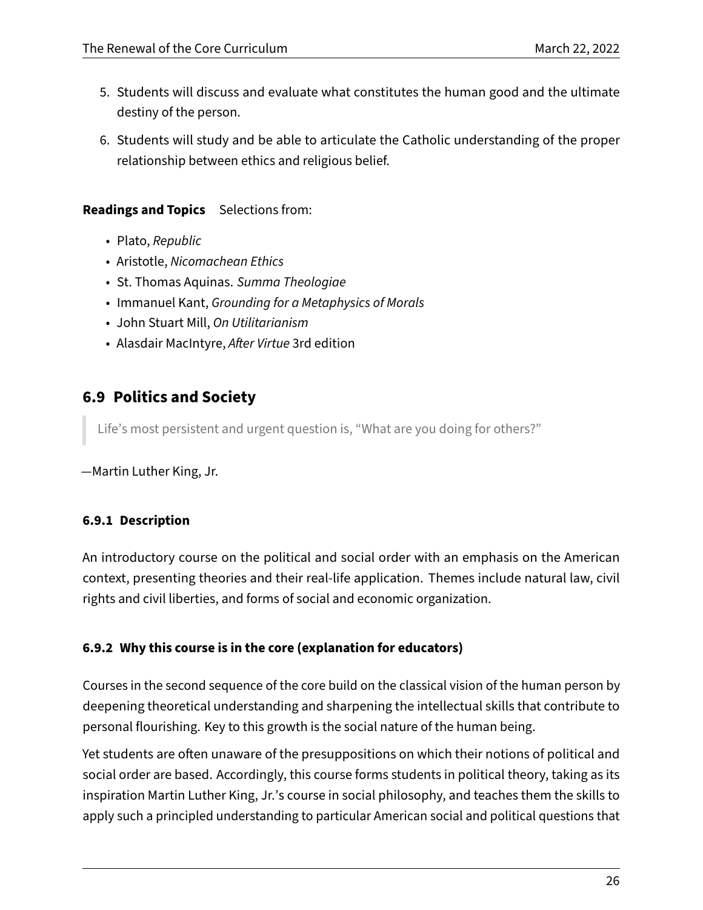5. Students will discuss and evaluate what constitutes the human good and the ultimate destiny of the person.
6. Students will study and be able to articulate the Catholic understanding of the proper relationship between ethics and religious belief.

**Readings and Topics** Selections from:

- Plato, *Republic*
- Aristotle, *Nicomachean Ethics*
- St. Thomas Aquinas. *Summa Theologiae*
- Immanuel Kant, *Grounding for a Metaphysics of Morals*
- John Stuart Mill, *On Utilitarianism*
- Alasdair MacIntyre, *After Virtue* 3rd edition

## 6.9 Politics and Society

> Life's most persistent and urgent question is, "What are you doing for others?"

—Martin Luther King, Jr.

### 6.9.1 Description

An introductory course on the political and social order with an emphasis on the American context, presenting theories and their real-life application. Themes include natural law, civil rights and civil liberties, and forms of social and economic organization.

### 6.9.2 Why this course is in the core (explanation for educators)

Courses in the second sequence of the core build on the classical vision of the human person by deepening theoretical understanding and sharpening the intellectual skills that contribute to personal flourishing. Key to this growth is the social nature of the human being.

Yet students are often unaware of the presuppositions on which their notions of political and social order are based. Accordingly, this course forms students in political theory, taking as its inspiration Martin Luther King, Jr.'s course in social philosophy, and teaches them the skills to apply such a principled understanding to particular American social and political questions that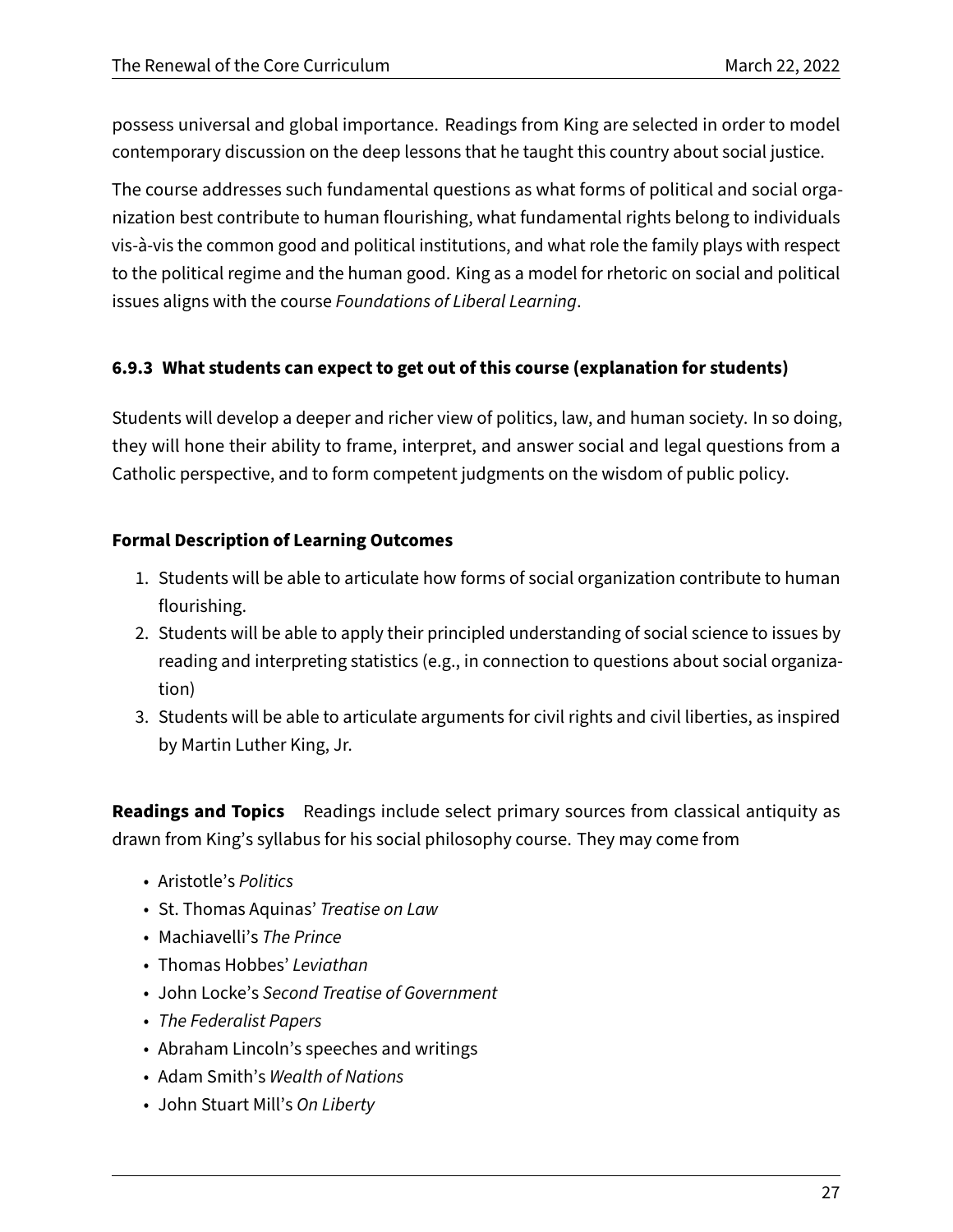possess universal and global importance. Readings from King are selected in order to model contemporary discussion on the deep lessons that he taught this country about social justice.

The course addresses such fundamental questions as what forms of political and social organization best contribute to human flourishing, what fundamental rights belong to individuals vis-à-vis the common good and political institutions, and what role the family plays with respect to the political regime and the human good. King as a model for rhetoric on social and political issues aligns with the course *Foundations of Liberal Learning*.

### 6.9.3 What students can expect to get out of this course (explanation for students)

Students will develop a deeper and richer view of politics, law, and human society. In so doing, they will hone their ability to frame, interpret, and answer social and legal questions from a Catholic perspective, and to form competent judgments on the wisdom of public policy.

**Formal Description of Learning Outcomes**

1. Students will be able to articulate how forms of social organization contribute to human flourishing.
2. Students will be able to apply their principled understanding of social science to issues by reading and interpreting statistics (e.g., in connection to questions about social organization)
3. Students will be able to articulate arguments for civil rights and civil liberties, as inspired by Martin Luther King, Jr.

**Readings and Topics** Readings include select primary sources from classical antiquity as drawn from King's syllabus for his social philosophy course. They may come from

- Aristotle's *Politics*
- St. Thomas Aquinas' *Treatise on Law*
- Machiavelli's *The Prince*
- Thomas Hobbes' *Leviathan*
- John Locke's *Second Treatise of Government*
- *The Federalist Papers*
- Abraham Lincoln's speeches and writings
- Adam Smith's *Wealth of Nations*
- John Stuart Mill's *On Liberty*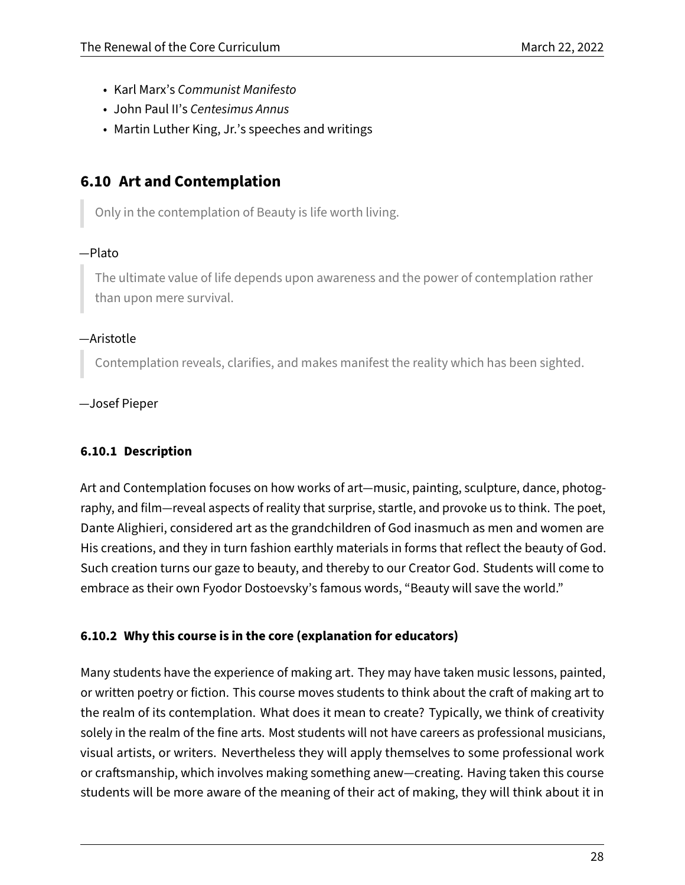- Karl Marx's *Communist Manifesto*
- John Paul II's *Centesimus Annus*
- Martin Luther King, Jr.'s speeches and writings

## 6.10 Art and Contemplation

> Only in the contemplation of Beauty is life worth living.

—Plato

> The ultimate value of life depends upon awareness and the power of contemplation rather than upon mere survival.

—Aristotle

> Contemplation reveals, clarifies, and makes manifest the reality which has been sighted.

—Josef Pieper

### 6.10.1 Description

Art and Contemplation focuses on how works of art—music, painting, sculpture, dance, photography, and film—reveal aspects of reality that surprise, startle, and provoke us to think. The poet, Dante Alighieri, considered art as the grandchildren of God inasmuch as men and women are His creations, and they in turn fashion earthly materials in forms that reflect the beauty of God. Such creation turns our gaze to beauty, and thereby to our Creator God. Students will come to embrace as their own Fyodor Dostoevsky's famous words, "Beauty will save the world."

### 6.10.2 Why this course is in the core (explanation for educators)

Many students have the experience of making art. They may have taken music lessons, painted, or written poetry or fiction. This course moves students to think about the craft of making art to the realm of its contemplation. What does it mean to create? Typically, we think of creativity solely in the realm of the fine arts. Most students will not have careers as professional musicians, visual artists, or writers. Nevertheless they will apply themselves to some professional work or craftsmanship, which involves making something anew—creating. Having taken this course students will be more aware of the meaning of their act of making, they will think about it in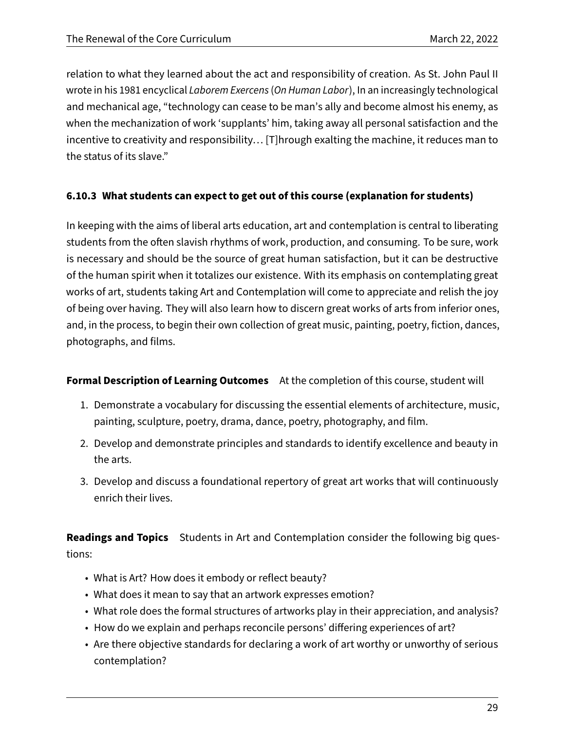relation to what they learned about the act and responsibility of creation. As St. John Paul II wrote in his 1981 encyclical *Laborem Exercens* (*On Human Labor*), In an increasingly technological and mechanical age, "technology can cease to be man's ally and become almost his enemy, as when the mechanization of work 'supplants' him, taking away all personal satisfaction and the incentive to creativity and responsibility... [T]hrough exalting the machine, it reduces man to the status of its slave."

### 6.10.3 What students can expect to get out of this course (explanation for students)

In keeping with the aims of liberal arts education, art and contemplation is central to liberating students from the often slavish rhythms of work, production, and consuming. To be sure, work is necessary and should be the source of great human satisfaction, but it can be destructive of the human spirit when it totalizes our existence. With its emphasis on contemplating great works of art, students taking Art and Contemplation will come to appreciate and relish the joy of being over having. They will also learn how to discern great works of arts from inferior ones, and, in the process, to begin their own collection of great music, painting, poetry, fiction, dances, photographs, and films.

**Formal Description of Learning Outcomes** At the completion of this course, student will

1. Demonstrate a vocabulary for discussing the essential elements of architecture, music, painting, sculpture, poetry, drama, dance, poetry, photography, and film.
2. Develop and demonstrate principles and standards to identify excellence and beauty in the arts.
3. Develop and discuss a foundational repertory of great art works that will continuously enrich their lives.

**Readings and Topics** Students in Art and Contemplation consider the following big questions:

- What is Art? How does it embody or reflect beauty?
- What does it mean to say that an artwork expresses emotion?
- What role does the formal structures of artworks play in their appreciation, and analysis?
- How do we explain and perhaps reconcile persons' differing experiences of art?
- Are there objective standards for declaring a work of art worthy or unworthy of serious contemplation?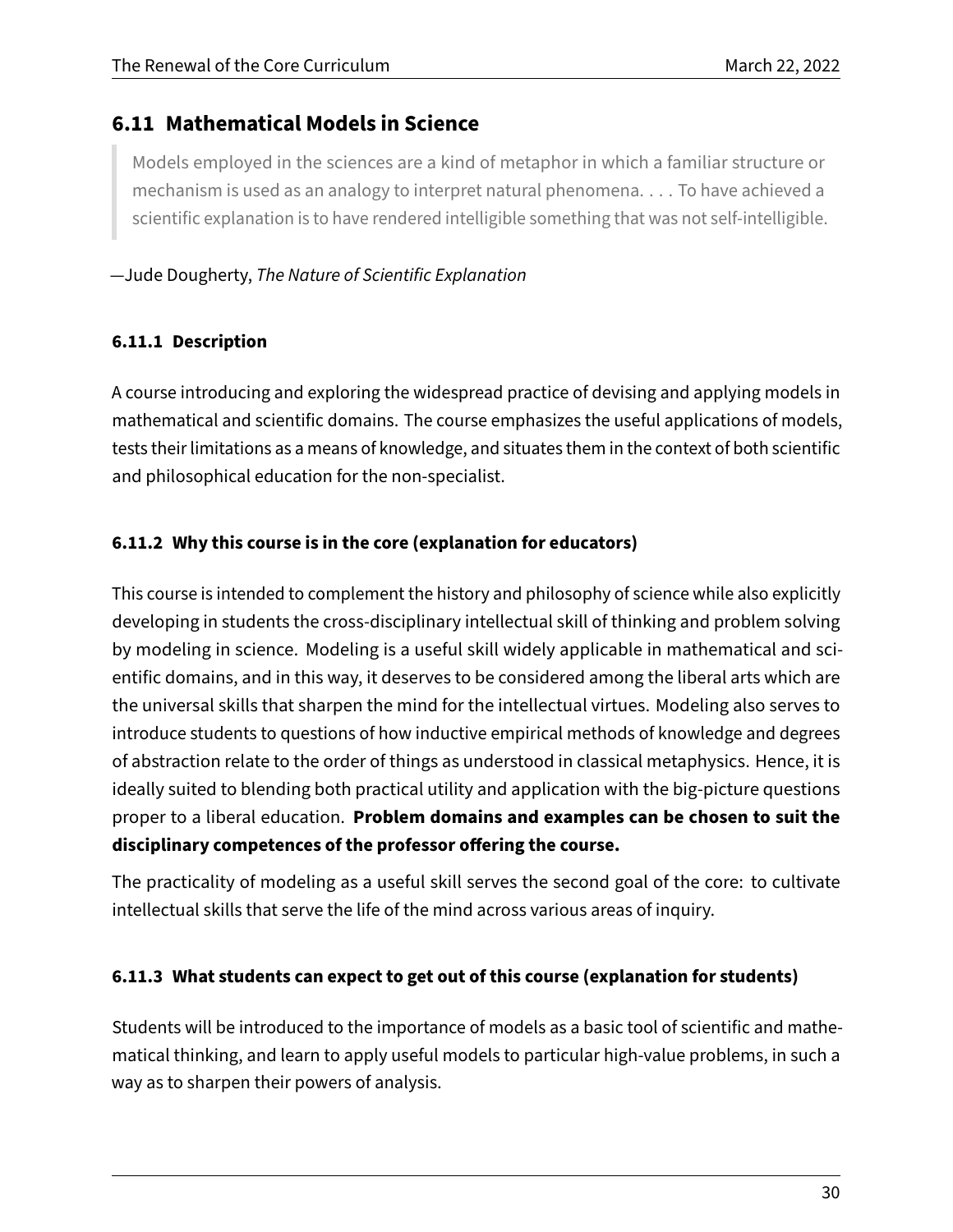## 6.11 Mathematical Models in Science

> Models employed in the sciences are a kind of metaphor in which a familiar structure or mechanism is used as an analogy to interpret natural phenomena. . . . To have achieved a scientific explanation is to have rendered intelligible something that was not self-intelligible.

—Jude Dougherty, *The Nature of Scientific Explanation*

### 6.11.1 Description

A course introducing and exploring the widespread practice of devising and applying models in mathematical and scientific domains. The course emphasizes the useful applications of models, tests their limitations as a means of knowledge, and situates them in the context of both scientific and philosophical education for the non-specialist.

### 6.11.2 Why this course is in the core (explanation for educators)

This course is intended to complement the history and philosophy of science while also explicitly developing in students the cross-disciplinary intellectual skill of thinking and problem solving by modeling in science. Modeling is a useful skill widely applicable in mathematical and scientific domains, and in this way, it deserves to be considered among the liberal arts which are the universal skills that sharpen the mind for the intellectual virtues. Modeling also serves to introduce students to questions of how inductive empirical methods of knowledge and degrees of abstraction relate to the order of things as understood in classical metaphysics. Hence, it is ideally suited to blending both practical utility and application with the big-picture questions proper to a liberal education. **Problem domains and examples can be chosen to suit the disciplinary competences of the professor offering the course.**

The practicality of modeling as a useful skill serves the second goal of the core: to cultivate intellectual skills that serve the life of the mind across various areas of inquiry.

### 6.11.3 What students can expect to get out of this course (explanation for students)

Students will be introduced to the importance of models as a basic tool of scientific and mathematical thinking, and learn to apply useful models to particular high-value problems, in such a way as to sharpen their powers of analysis.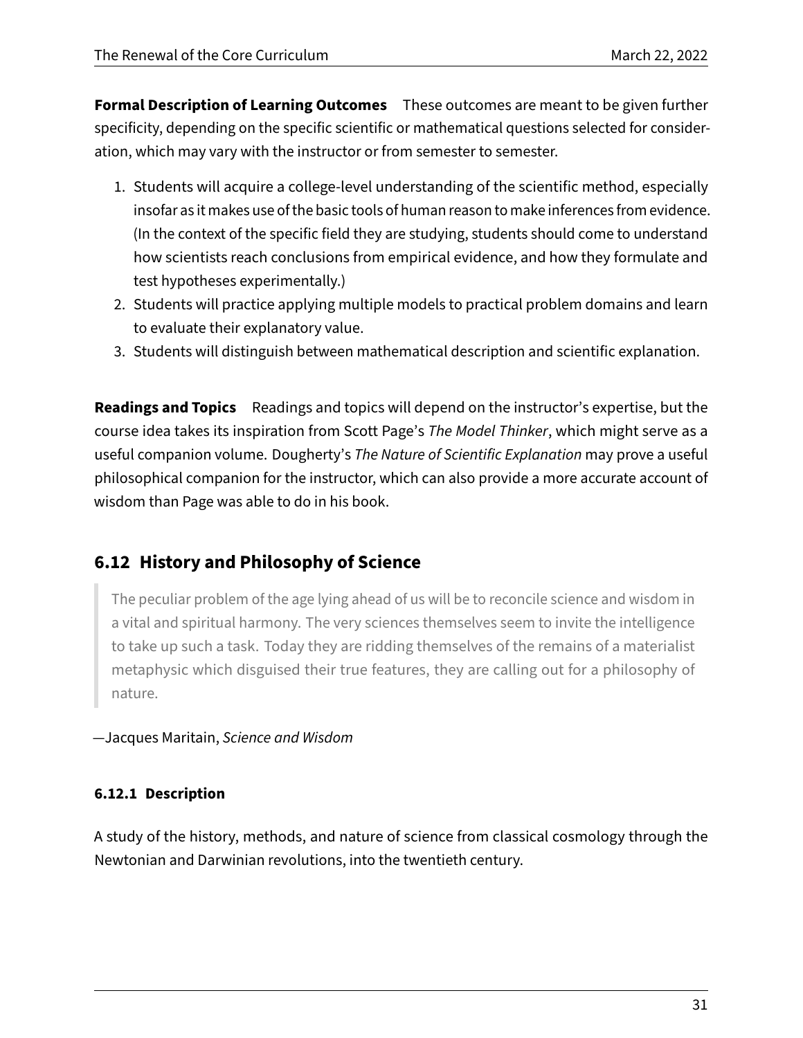**Formal Description of Learning Outcomes** These outcomes are meant to be given further specificity, depending on the specific scientific or mathematical questions selected for consideration, which may vary with the instructor or from semester to semester.

1. Students will acquire a college-level understanding of the scientific method, especially insofar as it makes use of the basic tools of human reason to make inferences from evidence. (In the context of the specific field they are studying, students should come to understand how scientists reach conclusions from empirical evidence, and how they formulate and test hypotheses experimentally.)
2. Students will practice applying multiple models to practical problem domains and learn to evaluate their explanatory value.
3. Students will distinguish between mathematical description and scientific explanation.

**Readings and Topics** Readings and topics will depend on the instructor's expertise, but the course idea takes its inspiration from Scott Page's *The Model Thinker*, which might serve as a useful companion volume. Dougherty's *The Nature of Scientific Explanation* may prove a useful philosophical companion for the instructor, which can also provide a more accurate account of wisdom than Page was able to do in his book.

## 6.12 History and Philosophy of Science

> The peculiar problem of the age lying ahead of us will be to reconcile science and wisdom in a vital and spiritual harmony. The very sciences themselves seem to invite the intelligence to take up such a task. Today they are ridding themselves of the remains of a materialist metaphysic which disguised their true features, they are calling out for a philosophy of nature.

—Jacques Maritain, *Science and Wisdom*

### 6.12.1 Description

A study of the history, methods, and nature of science from classical cosmology through the Newtonian and Darwinian revolutions, into the twentieth century.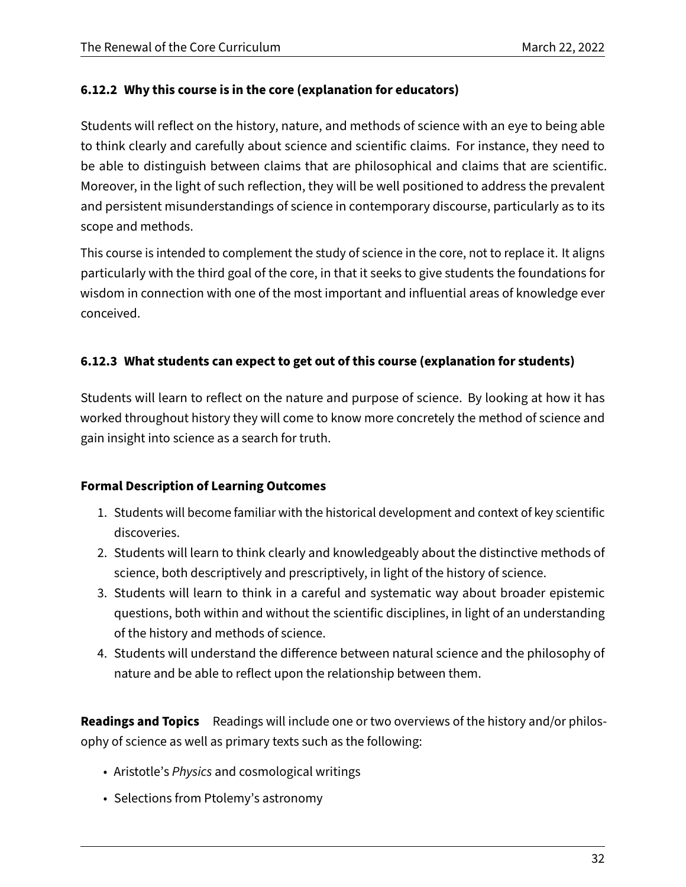### 6.12.2 Why this course is in the core (explanation for educators)

Students will reflect on the history, nature, and methods of science with an eye to being able to think clearly and carefully about science and scientific claims. For instance, they need to be able to distinguish between claims that are philosophical and claims that are scientific. Moreover, in the light of such reflection, they will be well positioned to address the prevalent and persistent misunderstandings of science in contemporary discourse, particularly as to its scope and methods.

This course is intended to complement the study of science in the core, not to replace it. It aligns particularly with the third goal of the core, in that it seeks to give students the foundations for wisdom in connection with one of the most important and influential areas of knowledge ever conceived.

### 6.12.3 What students can expect to get out of this course (explanation for students)

Students will learn to reflect on the nature and purpose of science. By looking at how it has worked throughout history they will come to know more concretely the method of science and gain insight into science as a search for truth.

**Formal Description of Learning Outcomes**

1. Students will become familiar with the historical development and context of key scientific discoveries.
2. Students will learn to think clearly and knowledgeably about the distinctive methods of science, both descriptively and prescriptively, in light of the history of science.
3. Students will learn to think in a careful and systematic way about broader epistemic questions, both within and without the scientific disciplines, in light of an understanding of the history and methods of science.
4. Students will understand the difference between natural science and the philosophy of nature and be able to reflect upon the relationship between them.

**Readings and Topics** Readings will include one or two overviews of the history and/or philosophy of science as well as primary texts such as the following:

- Aristotle's *Physics* and cosmological writings
- Selections from Ptolemy's astronomy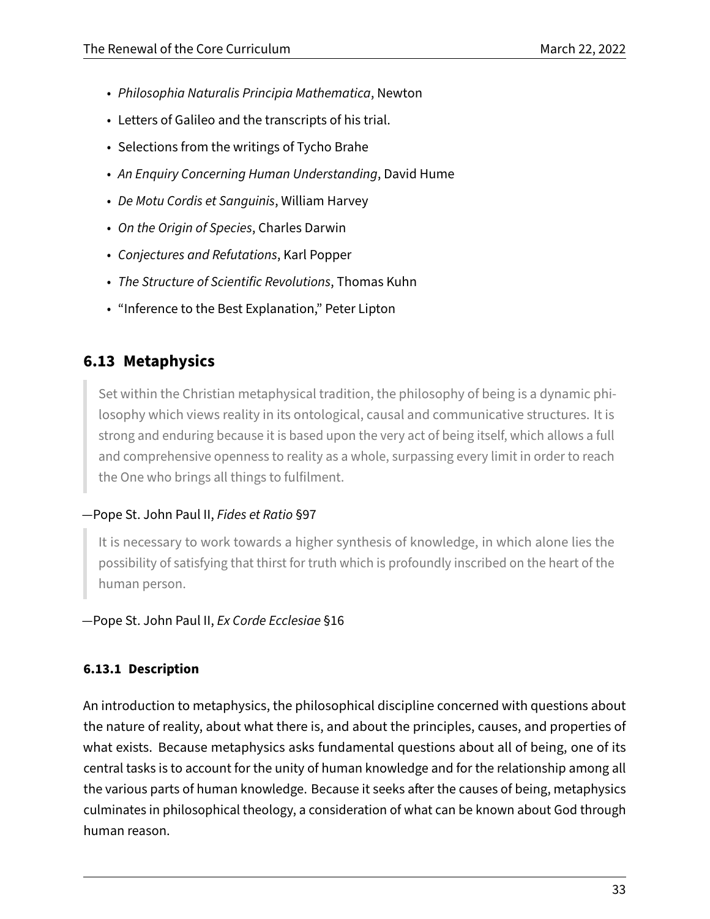- *Philosophia Naturalis Principia Mathematica*, Newton
- Letters of Galileo and the transcripts of his trial.
- Selections from the writings of Tycho Brahe
- *An Enquiry Concerning Human Understanding*, David Hume
- *De Motu Cordis et Sanguinis*, William Harvey
- *On the Origin of Species*, Charles Darwin
- *Conjectures and Refutations*, Karl Popper
- *The Structure of Scientific Revolutions*, Thomas Kuhn
- "Inference to the Best Explanation," Peter Lipton

## 6.13 Metaphysics

> Set within the Christian metaphysical tradition, the philosophy of being is a dynamic philosophy which views reality in its ontological, causal and communicative structures. It is strong and enduring because it is based upon the very act of being itself, which allows a full and comprehensive openness to reality as a whole, surpassing every limit in order to reach the One who brings all things to fulfilment.

—Pope St. John Paul II, *Fides et Ratio* §97

> It is necessary to work towards a higher synthesis of knowledge, in which alone lies the possibility of satisfying that thirst for truth which is profoundly inscribed on the heart of the human person.

—Pope St. John Paul II, *Ex Corde Ecclesiae* §16

### 6.13.1 Description

An introduction to metaphysics, the philosophical discipline concerned with questions about the nature of reality, about what there is, and about the principles, causes, and properties of what exists. Because metaphysics asks fundamental questions about all of being, one of its central tasks is to account for the unity of human knowledge and for the relationship among all the various parts of human knowledge. Because it seeks after the causes of being, metaphysics culminates in philosophical theology, a consideration of what can be known about God through human reason.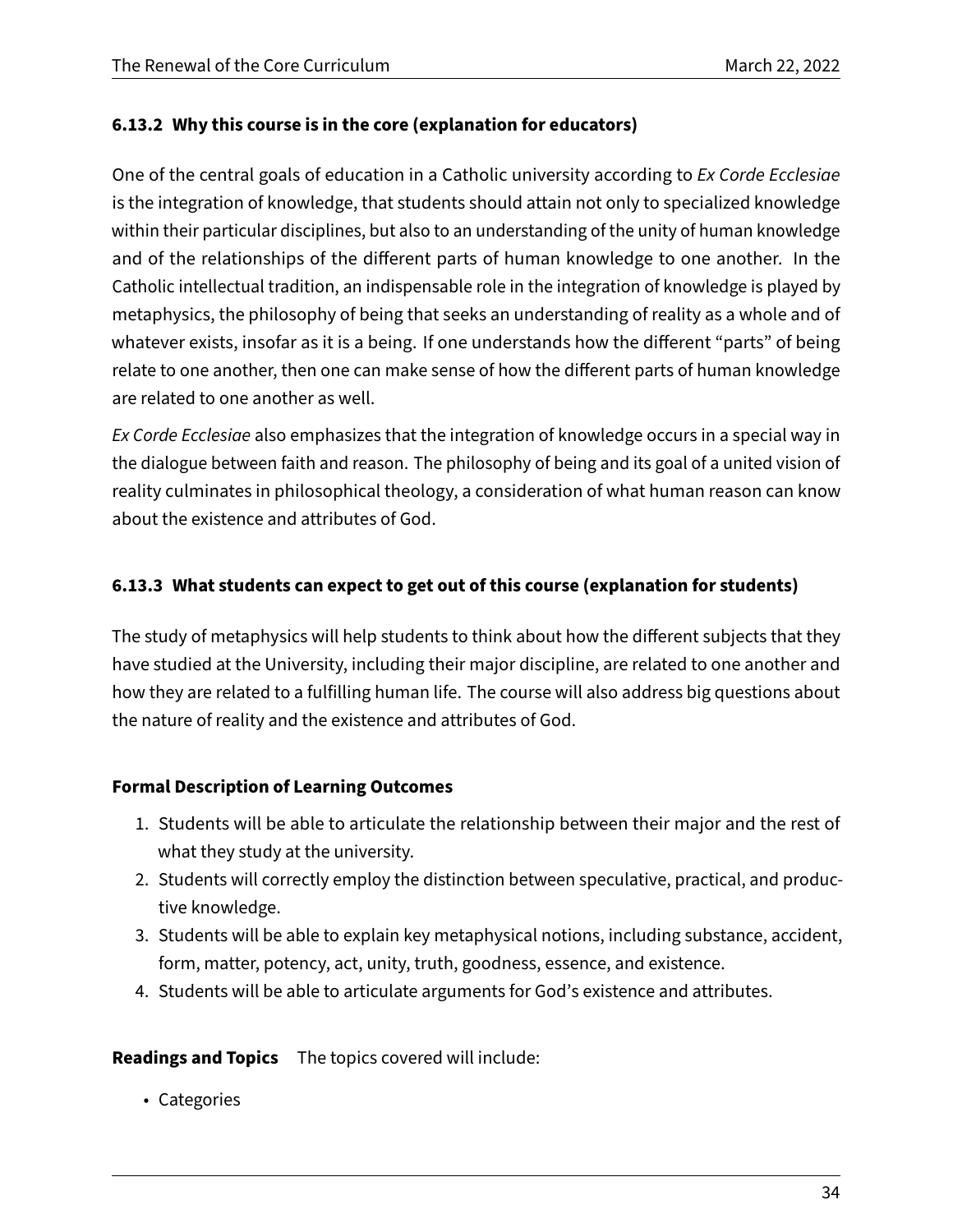### 6.13.2 Why this course is in the core (explanation for educators)

One of the central goals of education in a Catholic university according to *Ex Corde Ecclesiae* is the integration of knowledge, that students should attain not only to specialized knowledge within their particular disciplines, but also to an understanding of the unity of human knowledge and of the relationships of the different parts of human knowledge to one another. In the Catholic intellectual tradition, an indispensable role in the integration of knowledge is played by metaphysics, the philosophy of being that seeks an understanding of reality as a whole and of whatever exists, insofar as it is a being. If one understands how the different "parts" of being relate to one another, then one can make sense of how the different parts of human knowledge are related to one another as well.

*Ex Corde Ecclesiae* also emphasizes that the integration of knowledge occurs in a special way in the dialogue between faith and reason. The philosophy of being and its goal of a united vision of reality culminates in philosophical theology, a consideration of what human reason can know about the existence and attributes of God.

### 6.13.3 What students can expect to get out of this course (explanation for students)

The study of metaphysics will help students to think about how the different subjects that they have studied at the University, including their major discipline, are related to one another and how they are related to a fulfilling human life. The course will also address big questions about the nature of reality and the existence and attributes of God.

**Formal Description of Learning Outcomes**

1. Students will be able to articulate the relationship between their major and the rest of what they study at the university.
2. Students will correctly employ the distinction between speculative, practical, and productive knowledge.
3. Students will be able to explain key metaphysical notions, including substance, accident, form, matter, potency, act, unity, truth, goodness, essence, and existence.
4. Students will be able to articulate arguments for God's existence and attributes.

**Readings and Topics** The topics covered will include:

- Categories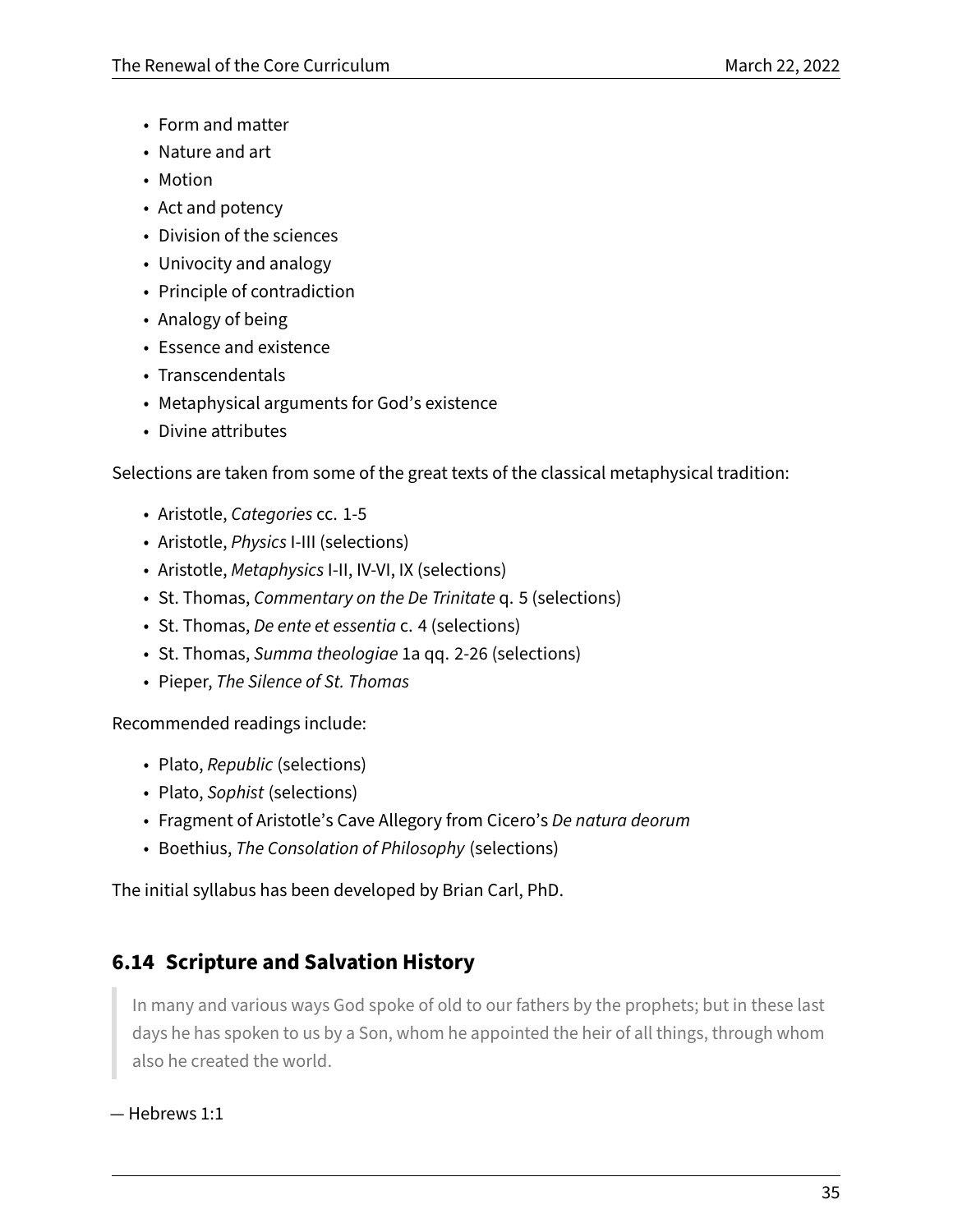- Form and matter
- Nature and art
- Motion
- Act and potency
- Division of the sciences
- Univocity and analogy
- Principle of contradiction
- Analogy of being
- Essence and existence
- Transcendentals
- Metaphysical arguments for God's existence
- Divine attributes

Selections are taken from some of the great texts of the classical metaphysical tradition:

- Aristotle, *Categories* cc. 1-5
- Aristotle, *Physics* I-III (selections)
- Aristotle, *Metaphysics* I-II, IV-VI, IX (selections)
- St. Thomas, *Commentary on the De Trinitate* q. 5 (selections)
- St. Thomas, *De ente et essentia* c. 4 (selections)
- St. Thomas, *Summa theologiae* 1a qq. 2-26 (selections)
- Pieper, *The Silence of St. Thomas*

Recommended readings include:

- Plato, *Republic* (selections)
- Plato, *Sophist* (selections)
- Fragment of Aristotle's Cave Allegory from Cicero's *De natura deorum*
- Boethius, *The Consolation of Philosophy* (selections)

The initial syllabus has been developed by Brian Carl, PhD.

## 6.14 Scripture and Salvation History

> In many and various ways God spoke of old to our fathers by the prophets; but in these last days he has spoken to us by a Son, whom he appointed the heir of all things, through whom also he created the world.

— Hebrews 1:1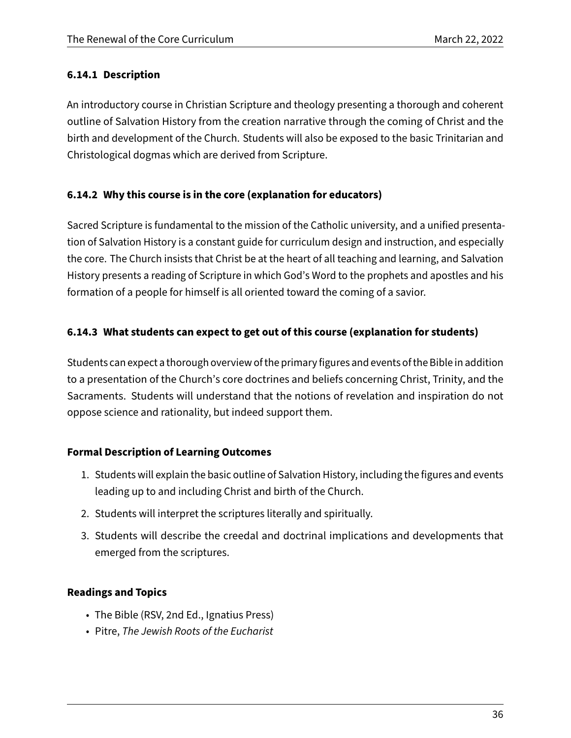#### 6.14.1 Description

An introductory course in Christian Scripture and theology presenting a thorough and coherent outline of Salvation History from the creation narrative through the coming of Christ and the birth and development of the Church. Students will also be exposed to the basic Trinitarian and Christological dogmas which are derived from Scripture.

#### 6.14.2 Why this course is in the core (explanation for educators)

Sacred Scripture is fundamental to the mission of the Catholic university, and a unified presentation of Salvation History is a constant guide for curriculum design and instruction, and especially the core. The Church insists that Christ be at the heart of all teaching and learning, and Salvation History presents a reading of Scripture in which God's Word to the prophets and apostles and his formation of a people for himself is all oriented toward the coming of a savior.

#### 6.14.3 What students can expect to get out of this course (explanation for students)

Students can expect a thorough overview of the primary figures and events of the Bible in addition to a presentation of the Church's core doctrines and beliefs concerning Christ, Trinity, and the Sacraments. Students will understand that the notions of revelation and inspiration do not oppose science and rationality, but indeed support them.

**Formal Description of Learning Outcomes**

1. Students will explain the basic outline of Salvation History, including the figures and events leading up to and including Christ and birth of the Church.
2. Students will interpret the scriptures literally and spiritually.
3. Students will describe the creedal and doctrinal implications and developments that emerged from the scriptures.

**Readings and Topics**

- The Bible (RSV, 2nd Ed., Ignatius Press)
- Pitre, *The Jewish Roots of the Eucharist*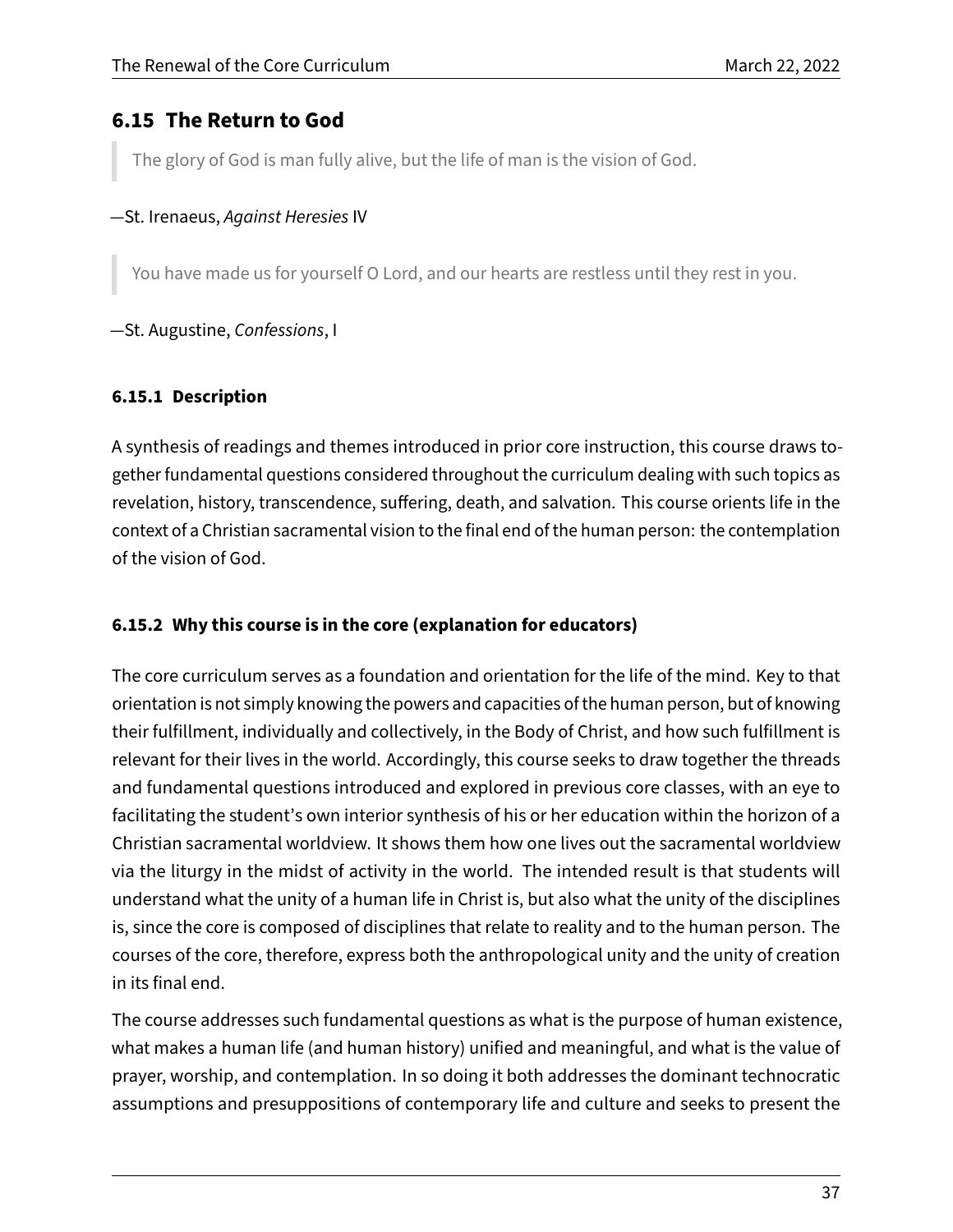## 6.15 The Return to God

> The glory of God is man fully alive, but the life of man is the vision of God.

—St. Irenaeus, *Against Heresies* IV

> You have made us for yourself O Lord, and our hearts are restless until they rest in you.

—St. Augustine, *Confessions*, I

### 6.15.1 Description

A synthesis of readings and themes introduced in prior core instruction, this course draws together fundamental questions considered throughout the curriculum dealing with such topics as revelation, history, transcendence, suffering, death, and salvation. This course orients life in the context of a Christian sacramental vision to the final end of the human person: the contemplation of the vision of God.

### 6.15.2 Why this course is in the core (explanation for educators)

The core curriculum serves as a foundation and orientation for the life of the mind. Key to that orientation is not simply knowing the powers and capacities of the human person, but of knowing their fulfillment, individually and collectively, in the Body of Christ, and how such fulfillment is relevant for their lives in the world. Accordingly, this course seeks to draw together the threads and fundamental questions introduced and explored in previous core classes, with an eye to facilitating the student's own interior synthesis of his or her education within the horizon of a Christian sacramental worldview. It shows them how one lives out the sacramental worldview via the liturgy in the midst of activity in the world. The intended result is that students will understand what the unity of a human life in Christ is, but also what the unity of the disciplines is, since the core is composed of disciplines that relate to reality and to the human person. The courses of the core, therefore, express both the anthropological unity and the unity of creation in its final end.

The course addresses such fundamental questions as what is the purpose of human existence, what makes a human life (and human history) unified and meaningful, and what is the value of prayer, worship, and contemplation. In so doing it both addresses the dominant technocratic assumptions and presuppositions of contemporary life and culture and seeks to present the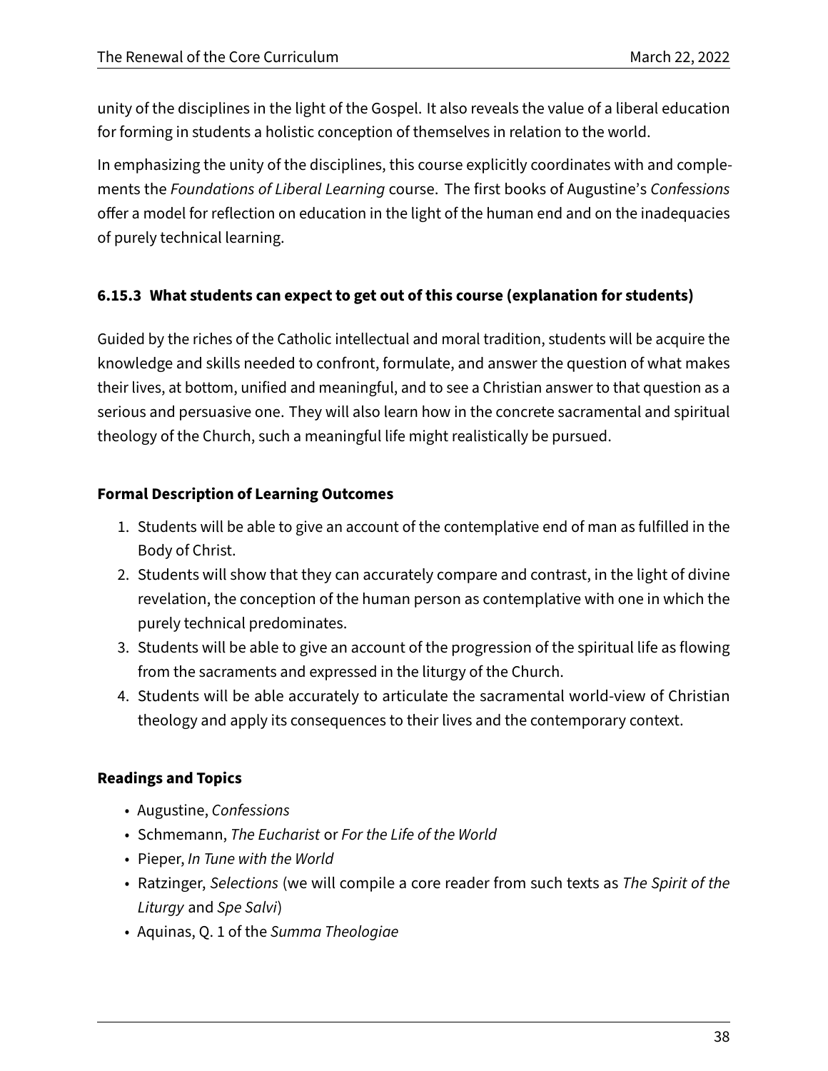unity of the disciplines in the light of the Gospel. It also reveals the value of a liberal education for forming in students a holistic conception of themselves in relation to the world.

In emphasizing the unity of the disciplines, this course explicitly coordinates with and complements the *Foundations of Liberal Learning* course. The first books of Augustine's *Confessions* offer a model for reflection on education in the light of the human end and on the inadequacies of purely technical learning.

### 6.15.3 What students can expect to get out of this course (explanation for students)

Guided by the riches of the Catholic intellectual and moral tradition, students will be acquire the knowledge and skills needed to confront, formulate, and answer the question of what makes their lives, at bottom, unified and meaningful, and to see a Christian answer to that question as a serious and persuasive one. They will also learn how in the concrete sacramental and spiritual theology of the Church, such a meaningful life might realistically be pursued.

**Formal Description of Learning Outcomes**

1. Students will be able to give an account of the contemplative end of man as fulfilled in the Body of Christ.
2. Students will show that they can accurately compare and contrast, in the light of divine revelation, the conception of the human person as contemplative with one in which the purely technical predominates.
3. Students will be able to give an account of the progression of the spiritual life as flowing from the sacraments and expressed in the liturgy of the Church.
4. Students will be able accurately to articulate the sacramental world-view of Christian theology and apply its consequences to their lives and the contemporary context.

**Readings and Topics**

- Augustine, *Confessions*
- Schmemann, *The Eucharist* or *For the Life of the World*
- Pieper, *In Tune with the World*
- Ratzinger, *Selections* (we will compile a core reader from such texts as *The Spirit of the Liturgy* and *Spe Salvi*)
- Aquinas, Q. 1 of the *Summa Theologiae*